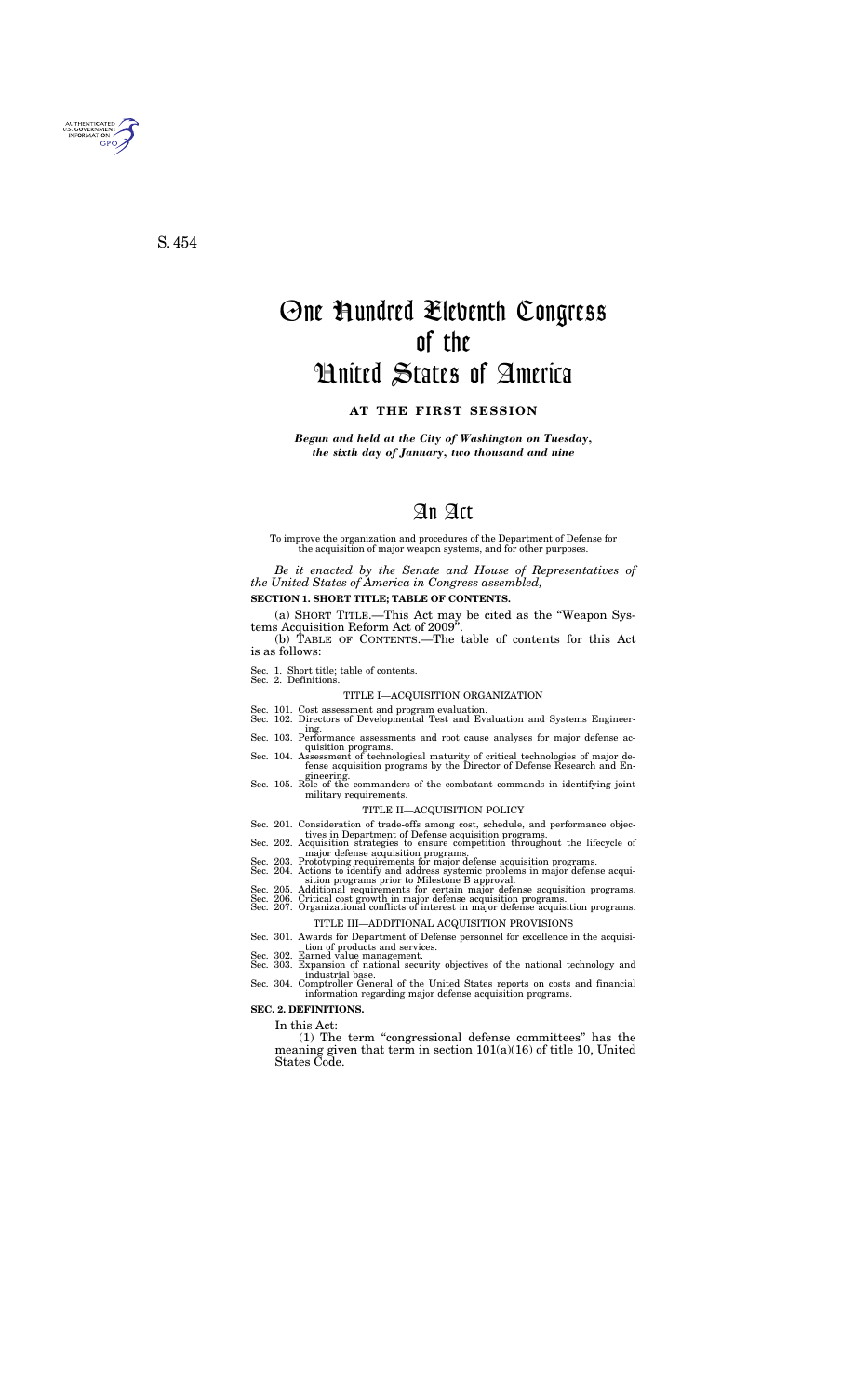S. 454

# One Hundred Eleventh Congress of the United States of America

**AT THE FIRST SESSION**

***Begun and held at the City of Washington on Tuesday, the sixth day of January, two thousand and nine***

# An Act

To improve the organization and procedures of the Department of Defense for the acquisition of major weapon systems, and for other purposes.

*Be it enacted by the Senate and House of Representatives of the United States of America in Congress assembled,*

**SECTION 1. SHORT TITLE; TABLE OF CONTENTS.**

(a) SHORT TITLE.—This Act may be cited as the "Weapon Systems Acquisition Reform Act of 2009".

(b) TABLE OF CONTENTS.—The table of contents for this Act is as follows:

Sec. 1. Short title; table of contents.
Sec. 2. Definitions.

TITLE I—ACQUISITION ORGANIZATION

Sec. 101. Cost assessment and program evaluation.
Sec. 102. Directors of Developmental Test and Evaluation and Systems Engineering.
Sec. 103. Performance assessments and root cause analyses for major defense acquisition programs.
Sec. 104. Assessment of technological maturity of critical technologies of major defense acquisition programs by the Director of Defense Research and Engineering.
Sec. 105. Role of the commanders of the combatant commands in identifying joint military requirements.

TITLE II—ACQUISITION POLICY

Sec. 201. Consideration of trade-offs among cost, schedule, and performance objectives in Department of Defense acquisition programs.
Sec. 202. Acquisition strategies to ensure competition throughout the lifecycle of major defense acquisition programs.
Sec. 203. Prototyping requirements for major defense acquisition programs.
Sec. 204. Actions to identify and address systemic problems in major defense acquisition programs prior to Milestone B approval.
Sec. 205. Additional requirements for certain major defense acquisition programs.
Sec. 206. Critical cost growth in major defense acquisition programs.
Sec. 207. Organizational conflicts of interest in major defense acquisition programs.

TITLE III—ADDITIONAL ACQUISITION PROVISIONS

Sec. 301. Awards for Department of Defense personnel for excellence in the acquisition of products and services.
Sec. 302. Earned value management.
Sec. 303. Expansion of national security objectives of the national technology and industrial base.
Sec. 304. Comptroller General of the United States reports on costs and financial information regarding major defense acquisition programs.

**SEC. 2. DEFINITIONS.**

In this Act:

(1) The term "congressional defense committees" has the meaning given that term in section 101(a)(16) of title 10, United States Code.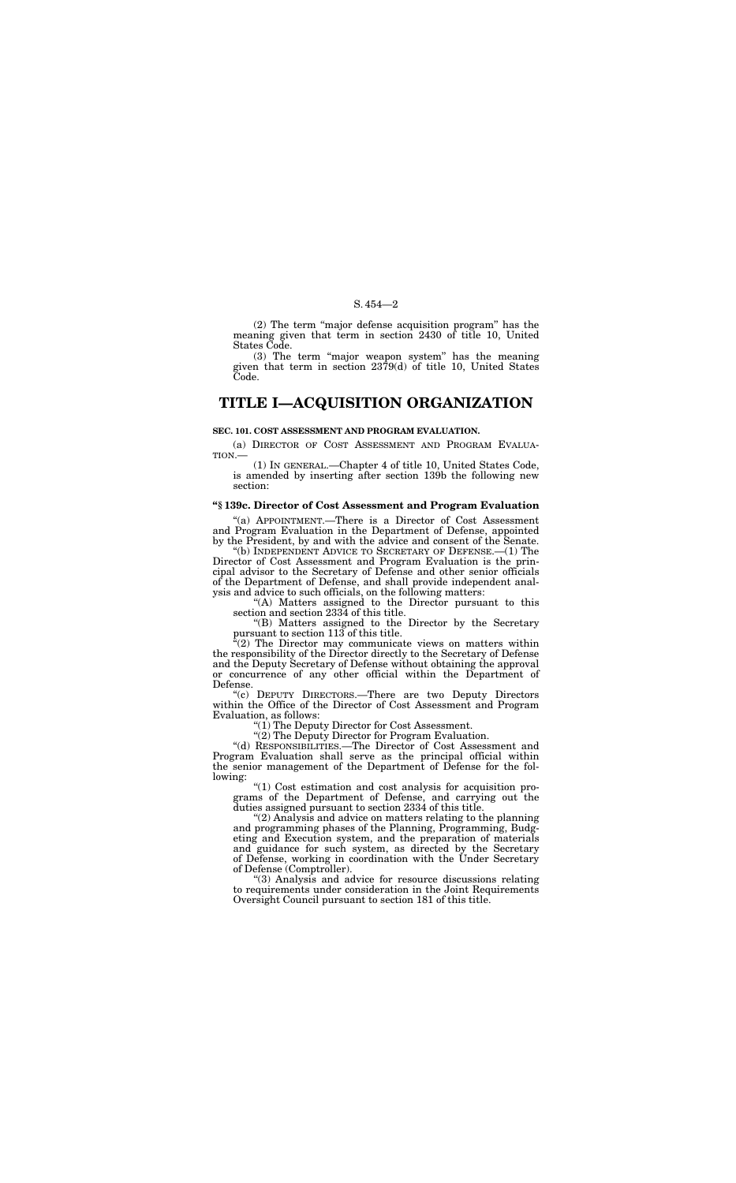(2) The term "major defense acquisition program" has the meaning given that term in section 2430 of title 10, United States Code.

(3) The term "major weapon system" has the meaning given that term in section 2379(d) of title 10, United States Code.

# TITLE I—ACQUISITION ORGANIZATION

**SEC. 101. COST ASSESSMENT AND PROGRAM EVALUATION.**

(a) DIRECTOR OF COST ASSESSMENT AND PROGRAM EVALUATION.—

(1) IN GENERAL.—Chapter 4 of title 10, United States Code, is amended by inserting after section 139b the following new section:

**"§ 139c. Director of Cost Assessment and Program Evaluation**

"(a) APPOINTMENT.—There is a Director of Cost Assessment and Program Evaluation in the Department of Defense, appointed by the President, by and with the advice and consent of the Senate.

"(b) INDEPENDENT ADVICE TO SECRETARY OF DEFENSE.—(1) The Director of Cost Assessment and Program Evaluation is the principal advisor to the Secretary of Defense and other senior officials of the Department of Defense, and shall provide independent analysis and advice to such officials, on the following matters:

"(A) Matters assigned to the Director pursuant to this section and section 2334 of this title.

"(B) Matters assigned to the Director by the Secretary pursuant to section 113 of this title.

"(2) The Director may communicate views on matters within the responsibility of the Director directly to the Secretary of Defense and the Deputy Secretary of Defense without obtaining the approval or concurrence of any other official within the Department of Defense.

"(c) DEPUTY DIRECTORS.—There are two Deputy Directors within the Office of the Director of Cost Assessment and Program Evaluation, as follows:

"(1) The Deputy Director for Cost Assessment.

"(2) The Deputy Director for Program Evaluation.

"(d) RESPONSIBILITIES.—The Director of Cost Assessment and Program Evaluation shall serve as the principal official within the senior management of the Department of Defense for the following:

"(1) Cost estimation and cost analysis for acquisition programs of the Department of Defense, and carrying out the duties assigned pursuant to section 2334 of this title.

"(2) Analysis and advice on matters relating to the planning and programming phases of the Planning, Programming, Budgeting and Execution system, and the preparation of materials and guidance for such system, as directed by the Secretary of Defense, working in coordination with the Under Secretary of Defense (Comptroller).

"(3) Analysis and advice for resource discussions relating to requirements under consideration in the Joint Requirements Oversight Council pursuant to section 181 of this title.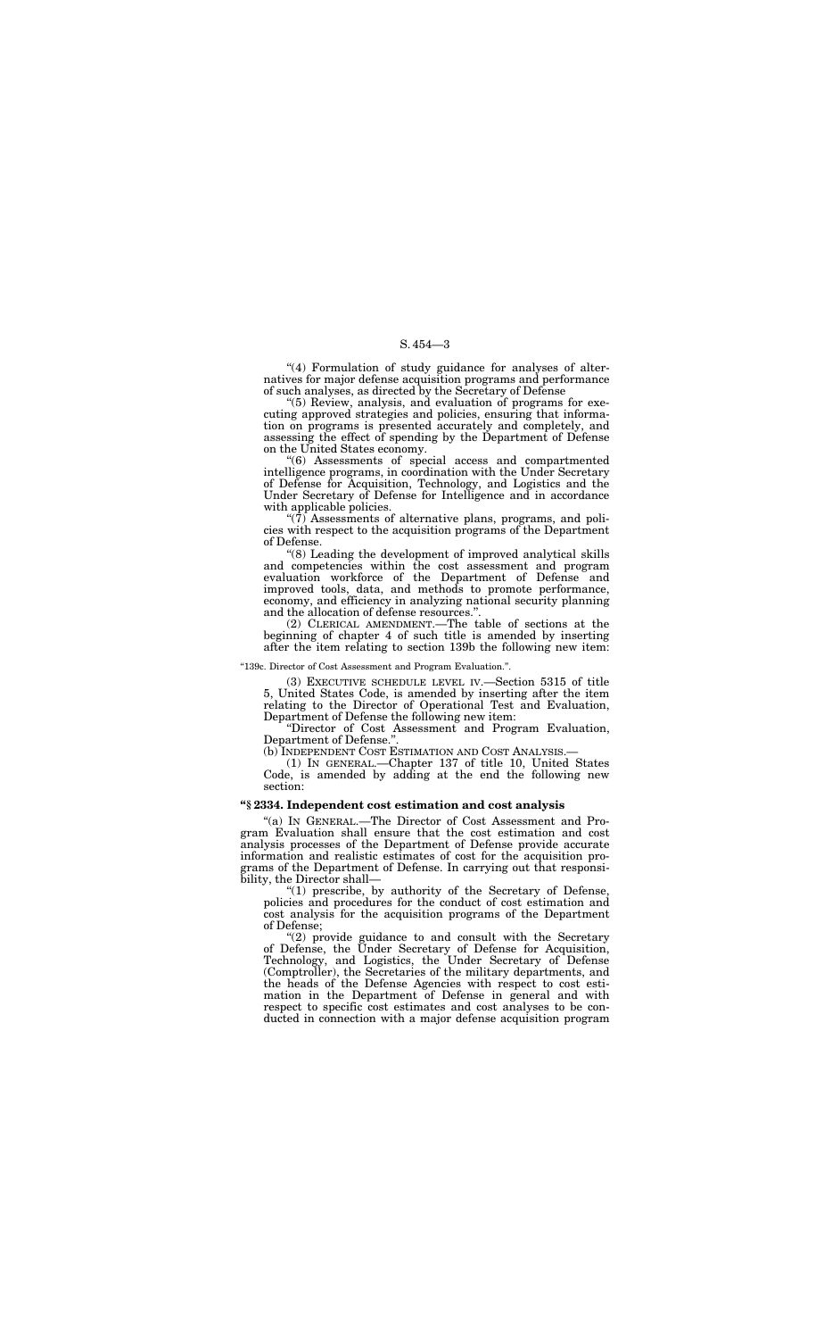"(4) Formulation of study guidance for analyses of alternatives for major defense acquisition programs and performance of such analyses, as directed by the Secretary of Defense

"(5) Review, analysis, and evaluation of programs for executing approved strategies and policies, ensuring that information on programs is presented accurately and completely, and assessing the effect of spending by the Department of Defense on the United States economy.

"(6) Assessments of special access and compartmented intelligence programs, in coordination with the Under Secretary of Defense for Acquisition, Technology, and Logistics and the Under Secretary of Defense for Intelligence and in accordance with applicable policies.

"(7) Assessments of alternative plans, programs, and policies with respect to the acquisition programs of the Department of Defense.

"(8) Leading the development of improved analytical skills and competencies within the cost assessment and program evaluation workforce of the Department of Defense and improved tools, data, and methods to promote performance, economy, and efficiency in analyzing national security planning and the allocation of defense resources.".

(2) CLERICAL AMENDMENT.—The table of sections at the beginning of chapter 4 of such title is amended by inserting after the item relating to section 139b the following new item:

"139c. Director of Cost Assessment and Program Evaluation.".

(3) EXECUTIVE SCHEDULE LEVEL IV.—Section 5315 of title 5, United States Code, is amended by inserting after the item relating to the Director of Operational Test and Evaluation, Department of Defense the following new item:

"Director of Cost Assessment and Program Evaluation, Department of Defense.".

(b) INDEPENDENT COST ESTIMATION AND COST ANALYSIS.—

(1) IN GENERAL.—Chapter 137 of title 10, United States Code, is amended by adding at the end the following new section:

**"§ 2334. Independent cost estimation and cost analysis**

"(a) IN GENERAL.—The Director of Cost Assessment and Program Evaluation shall ensure that the cost estimation and cost analysis processes of the Department of Defense provide accurate information and realistic estimates of cost for the acquisition programs of the Department of Defense. In carrying out that responsibility, the Director shall—

"(1) prescribe, by authority of the Secretary of Defense, policies and procedures for the conduct of cost estimation and cost analysis for the acquisition programs of the Department of Defense;

"(2) provide guidance to and consult with the Secretary of Defense, the Under Secretary of Defense for Acquisition, Technology, and Logistics, the Under Secretary of Defense (Comptroller), the Secretaries of the military departments, and the heads of the Defense Agencies with respect to cost estimation in the Department of Defense in general and with respect to specific cost estimates and cost analyses to be conducted in connection with a major defense acquisition program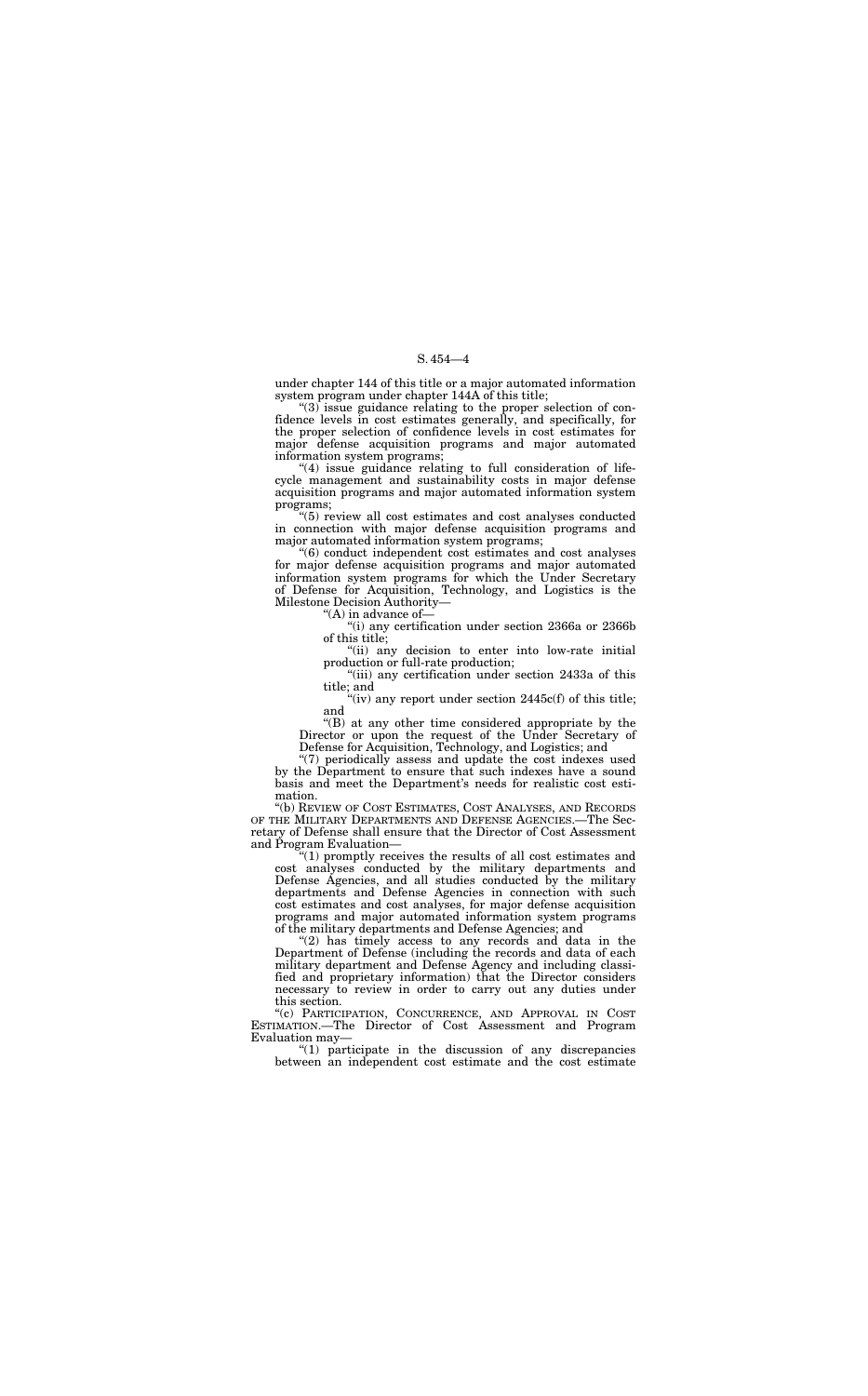under chapter 144 of this title or a major automated information system program under chapter 144A of this title;

"(3) issue guidance relating to the proper selection of confidence levels in cost estimates generally, and specifically, for the proper selection of confidence levels in cost estimates for major defense acquisition programs and major automated information system programs;

"(4) issue guidance relating to full consideration of life-cycle management and sustainability costs in major defense acquisition programs and major automated information system programs;

"(5) review all cost estimates and cost analyses conducted in connection with major defense acquisition programs and major automated information system programs;

"(6) conduct independent cost estimates and cost analyses for major defense acquisition programs and major automated information system programs for which the Under Secretary of Defense for Acquisition, Technology, and Logistics is the Milestone Decision Authority—

"(A) in advance of—

"(i) any certification under section 2366a or 2366b of this title;

"(ii) any decision to enter into low-rate initial production or full-rate production;

"(iii) any certification under section 2433a of this title; and

"(iv) any report under section 2445c(f) of this title; and

"(B) at any other time considered appropriate by the Director or upon the request of the Under Secretary of Defense for Acquisition, Technology, and Logistics; and

"(7) periodically assess and update the cost indexes used by the Department to ensure that such indexes have a sound basis and meet the Department's needs for realistic cost estimation.

"(b) REVIEW OF COST ESTIMATES, COST ANALYSES, AND RECORDS OF THE MILITARY DEPARTMENTS AND DEFENSE AGENCIES.—The Secretary of Defense shall ensure that the Director of Cost Assessment and Program Evaluation—

"(1) promptly receives the results of all cost estimates and cost analyses conducted by the military departments and Defense Agencies, and all studies conducted by the military departments and Defense Agencies in connection with such cost estimates and cost analyses, for major defense acquisition programs and major automated information system programs of the military departments and Defense Agencies; and

"(2) has timely access to any records and data in the Department of Defense (including the records and data of each military department and Defense Agency and including classified and proprietary information) that the Director considers necessary to review in order to carry out any duties under this section.

"(c) PARTICIPATION, CONCURRENCE, AND APPROVAL IN COST ESTIMATION.—The Director of Cost Assessment and Program Evaluation may—

"(1) participate in the discussion of any discrepancies between an independent cost estimate and the cost estimate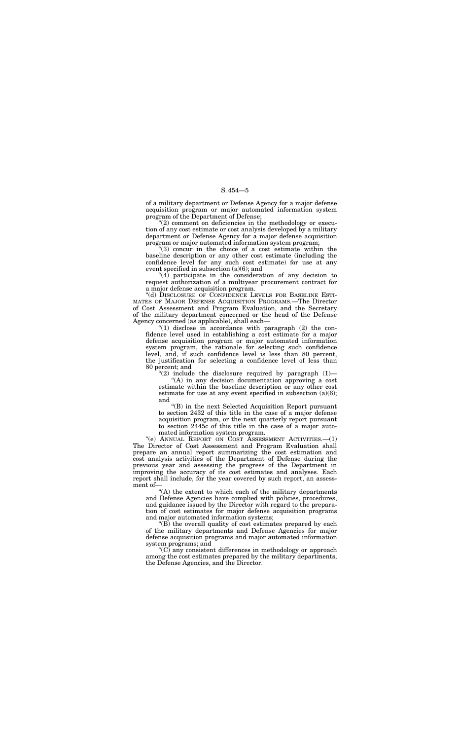of a military department or Defense Agency for a major defense acquisition program or major automated information system program of the Department of Defense;

"(2) comment on deficiencies in the methodology or execution of any cost estimate or cost analysis developed by a military department or Defense Agency for a major defense acquisition program or major automated information system program;

"(3) concur in the choice of a cost estimate within the baseline description or any other cost estimate (including the confidence level for any such cost estimate) for use at any event specified in subsection (a)(6); and

"(4) participate in the consideration of any decision to request authorization of a multiyear procurement contract for a major defense acquisition program.

"(d) DISCLOSURE OF CONFIDENCE LEVELS FOR BASELINE ESTIMATES OF MAJOR DEFENSE ACQUISITION PROGRAMS.—The Director of Cost Assessment and Program Evaluation, and the Secretary of the military department concerned or the head of the Defense Agency concerned (as applicable), shall each—

"(1) disclose in accordance with paragraph (2) the confidence level used in establishing a cost estimate for a major defense acquisition program or major automated information system program, the rationale for selecting such confidence level, and, if such confidence level is less than 80 percent, the justification for selecting a confidence level of less than 80 percent; and

"(2) include the disclosure required by paragraph (1)—

"(A) in any decision documentation approving a cost estimate within the baseline description or any other cost estimate for use at any event specified in subsection (a)(6); and

"(B) in the next Selected Acquisition Report pursuant to section 2432 of this title in the case of a major defense acquisition program, or the next quarterly report pursuant to section 2445c of this title in the case of a major automated information system program.

"(e) ANNUAL REPORT ON COST ASSESSMENT ACTIVITIES.—(1) The Director of Cost Assessment and Program Evaluation shall prepare an annual report summarizing the cost estimation and cost analysis activities of the Department of Defense during the previous year and assessing the progress of the Department in improving the accuracy of its cost estimates and analyses. Each report shall include, for the year covered by such report, an assessment of—

"(A) the extent to which each of the military departments and Defense Agencies have complied with policies, procedures, and guidance issued by the Director with regard to the preparation of cost estimates for major defense acquisition programs and major automated information systems;

"(B) the overall quality of cost estimates prepared by each of the military departments and Defense Agencies for major defense acquisition programs and major automated information system programs; and

"(C) any consistent differences in methodology or approach among the cost estimates prepared by the military departments, the Defense Agencies, and the Director.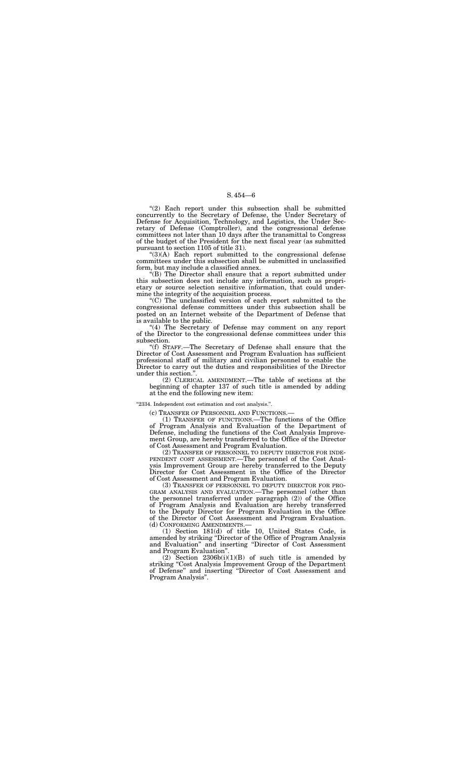"(2) Each report under this subsection shall be submitted concurrently to the Secretary of Defense, the Under Secretary of Defense for Acquisition, Technology, and Logistics, the Under Secretary of Defense (Comptroller), and the congressional defense committees not later than 10 days after the transmittal to Congress of the budget of the President for the next fiscal year (as submitted pursuant to section 1105 of title 31).

"(3)(A) Each report submitted to the congressional defense committees under this subsection shall be submitted in unclassified form, but may include a classified annex.

"(B) The Director shall ensure that a report submitted under this subsection does not include any information, such as proprietary or source selection sensitive information, that could undermine the integrity of the acquisition process.

"(C) The unclassified version of each report submitted to the congressional defense committees under this subsection shall be posted on an Internet website of the Department of Defense that is available to the public.

"(4) The Secretary of Defense may comment on any report of the Director to the congressional defense committees under this subsection.

"(f) STAFF.—The Secretary of Defense shall ensure that the Director of Cost Assessment and Program Evaluation has sufficient professional staff of military and civilian personnel to enable the Director to carry out the duties and responsibilities of the Director under this section.".

(2) CLERICAL AMENDMENT.—The table of sections at the beginning of chapter 137 of such title is amended by adding at the end the following new item:

"2334. Independent cost estimation and cost analysis.".

(c) TRANSFER OF PERSONNEL AND FUNCTIONS.—

(1) TRANSFER OF FUNCTIONS.—The functions of the Office of Program Analysis and Evaluation of the Department of Defense, including the functions of the Cost Analysis Improvement Group, are hereby transferred to the Office of the Director of Cost Assessment and Program Evaluation.

(2) TRANSFER OF PERSONNEL TO DEPUTY DIRECTOR FOR INDEPENDENT COST ASSESSMENT.—The personnel of the Cost Analysis Improvement Group are hereby transferred to the Deputy Director for Cost Assessment in the Office of the Director of Cost Assessment and Program Evaluation.

(3) TRANSFER OF PERSONNEL TO DEPUTY DIRECTOR FOR PROGRAM ANALYSIS AND EVALUATION.—The personnel (other than the personnel transferred under paragraph (2)) of the Office of Program Analysis and Evaluation are hereby transferred to the Deputy Director for Program Evaluation in the Office of the Director of Cost Assessment and Program Evaluation.

(d) CONFORMING AMENDMENTS.—

(1) Section 181(d) of title 10, United States Code, is amended by striking "Director of the Office of Program Analysis and Evaluation" and inserting "Director of Cost Assessment and Program Evaluation".

(2) Section 2306b(i)(1)(B) of such title is amended by striking "Cost Analysis Improvement Group of the Department of Defense" and inserting "Director of Cost Assessment and Program Analysis".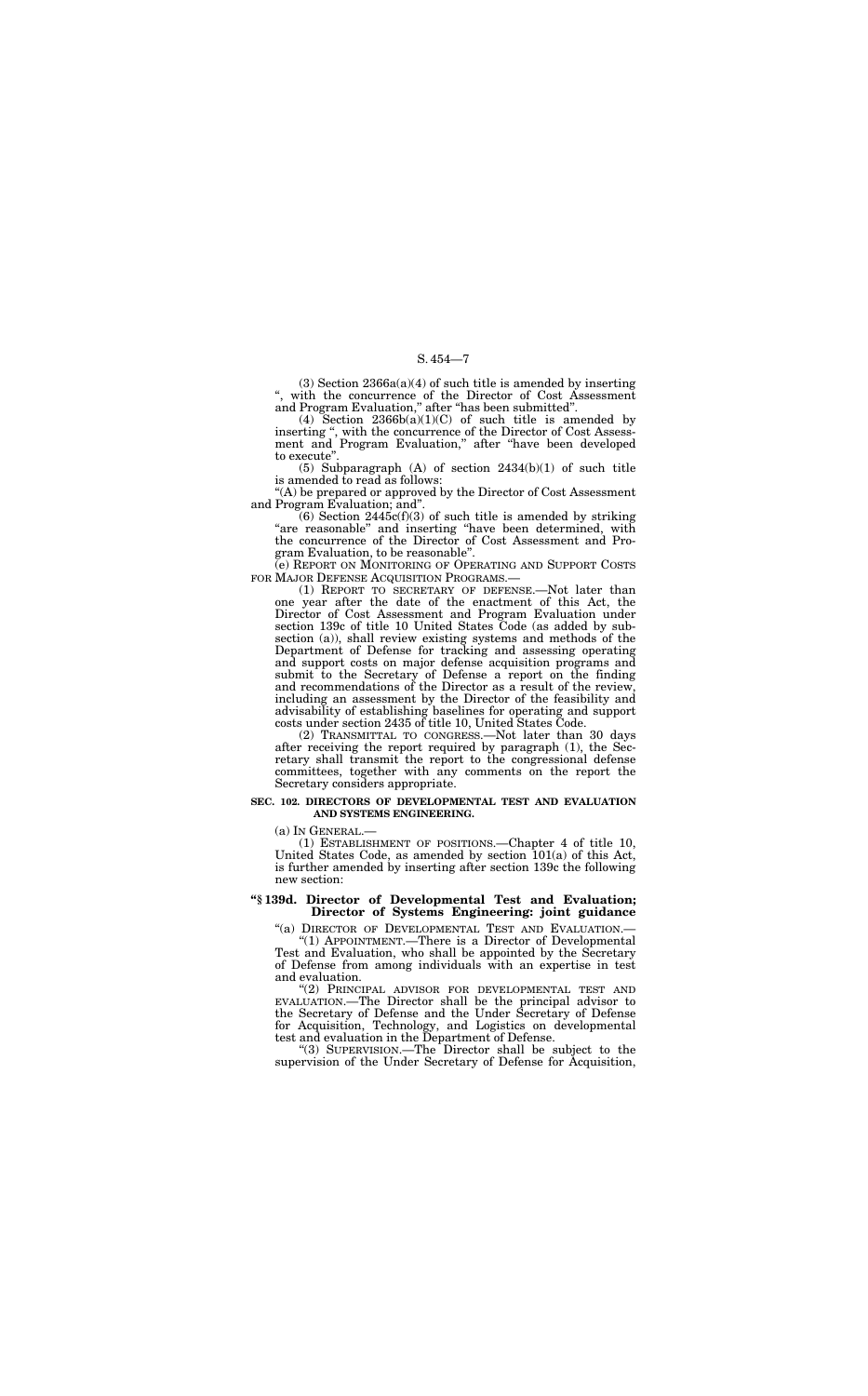(3) Section 2366a(a)(4) of such title is amended by inserting ", with the concurrence of the Director of Cost Assessment and Program Evaluation," after "has been submitted".

(4) Section 2366b(a)(1)(C) of such title is amended by inserting ", with the concurrence of the Director of Cost Assessment and Program Evaluation," after "have been developed to execute".

(5) Subparagraph (A) of section 2434(b)(1) of such title is amended to read as follows:

"(A) be prepared or approved by the Director of Cost Assessment and Program Evaluation; and".

(6) Section 2445c(f)(3) of such title is amended by striking "are reasonable" and inserting "have been determined, with the concurrence of the Director of Cost Assessment and Program Evaluation, to be reasonable".

(e) REPORT ON MONITORING OF OPERATING AND SUPPORT COSTS FOR MAJOR DEFENSE ACQUISITION PROGRAMS.—

(1) REPORT TO SECRETARY OF DEFENSE.—Not later than one year after the date of the enactment of this Act, the Director of Cost Assessment and Program Evaluation under section 139c of title 10 United States Code (as added by subsection (a)), shall review existing systems and methods of the Department of Defense for tracking and assessing operating and support costs on major defense acquisition programs and submit to the Secretary of Defense a report on the finding and recommendations of the Director as a result of the review, including an assessment by the Director of the feasibility and advisability of establishing baselines for operating and support costs under section 2435 of title 10, United States Code.

(2) TRANSMITTAL TO CONGRESS.—Not later than 30 days after receiving the report required by paragraph (1), the Secretary shall transmit the report to the congressional defense committees, together with any comments on the report the Secretary considers appropriate.

**SEC. 102. DIRECTORS OF DEVELOPMENTAL TEST AND EVALUATION AND SYSTEMS ENGINEERING.**

(a) IN GENERAL.—

(1) ESTABLISHMENT OF POSITIONS.—Chapter 4 of title 10, United States Code, as amended by section 101(a) of this Act, is further amended by inserting after section 139c the following new section:

**"§ 139d. Director of Developmental Test and Evaluation; Director of Systems Engineering: joint guidance**

"(a) DIRECTOR OF DEVELOPMENTAL TEST AND EVALUATION.—

"(1) APPOINTMENT.—There is a Director of Developmental Test and Evaluation, who shall be appointed by the Secretary of Defense from among individuals with an expertise in test and evaluation.

"(2) PRINCIPAL ADVISOR FOR DEVELOPMENTAL TEST AND EVALUATION.—The Director shall be the principal advisor to the Secretary of Defense and the Under Secretary of Defense for Acquisition, Technology, and Logistics on developmental test and evaluation in the Department of Defense.

"(3) SUPERVISION.—The Director shall be subject to the supervision of the Under Secretary of Defense for Acquisition,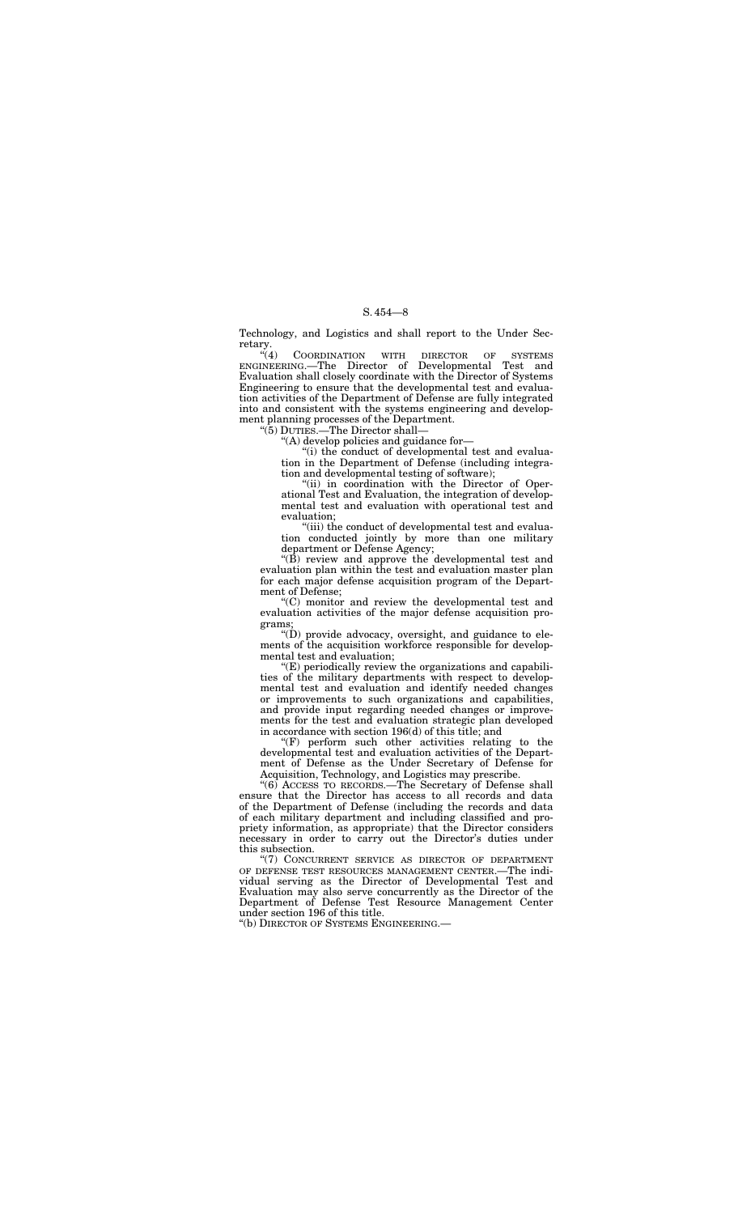Technology, and Logistics and shall report to the Under Secretary.

"(4) COORDINATION WITH DIRECTOR OF SYSTEMS ENGINEERING.—The Director of Developmental Test and Evaluation shall closely coordinate with the Director of Systems Engineering to ensure that the developmental test and evaluation activities of the Department of Defense are fully integrated into and consistent with the systems engineering and development planning processes of the Department.

"(5) DUTIES.—The Director shall—

"(A) develop policies and guidance for—

"(i) the conduct of developmental test and evaluation in the Department of Defense (including integration and developmental testing of software);

"(ii) in coordination with the Director of Operational Test and Evaluation, the integration of developmental test and evaluation with operational test and evaluation;

"(iii) the conduct of developmental test and evaluation conducted jointly by more than one military department or Defense Agency;

"(B) review and approve the developmental test and evaluation plan within the test and evaluation master plan for each major defense acquisition program of the Department of Defense;

"(C) monitor and review the developmental test and evaluation activities of the major defense acquisition programs;

"(D) provide advocacy, oversight, and guidance to elements of the acquisition workforce responsible for developmental test and evaluation;

"(E) periodically review the organizations and capabilities of the military departments with respect to developmental test and evaluation and identify needed changes or improvements to such organizations and capabilities, and provide input regarding needed changes or improvements for the test and evaluation strategic plan developed in accordance with section 196(d) of this title; and

"(F) perform such other activities relating to the developmental test and evaluation activities of the Department of Defense as the Under Secretary of Defense for Acquisition, Technology, and Logistics may prescribe.

"(6) ACCESS TO RECORDS.—The Secretary of Defense shall ensure that the Director has access to all records and data of the Department of Defense (including the records and data of each military department and including classified and propriety information, as appropriate) that the Director considers necessary in order to carry out the Director's duties under this subsection.

"(7) CONCURRENT SERVICE AS DIRECTOR OF DEPARTMENT OF DEFENSE TEST RESOURCES MANAGEMENT CENTER.—The individual serving as the Director of Developmental Test and Evaluation may also serve concurrently as the Director of the Department of Defense Test Resource Management Center under section 196 of this title.

"(b) DIRECTOR OF SYSTEMS ENGINEERING.—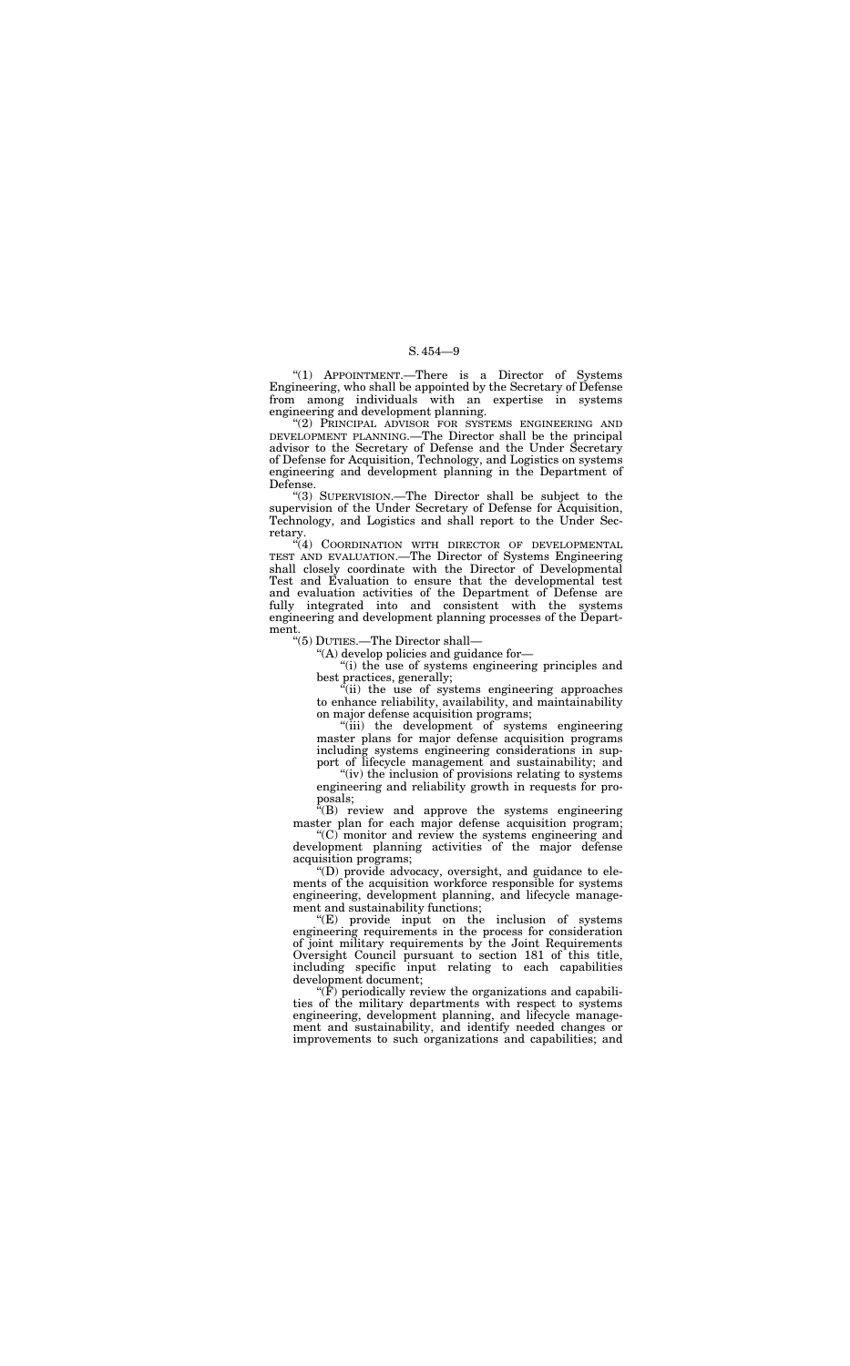"(1) APPOINTMENT.—There is a Director of Systems Engineering, who shall be appointed by the Secretary of Defense from among individuals with an expertise in systems engineering and development planning.

"(2) PRINCIPAL ADVISOR FOR SYSTEMS ENGINEERING AND DEVELOPMENT PLANNING.—The Director shall be the principal advisor to the Secretary of Defense and the Under Secretary of Defense for Acquisition, Technology, and Logistics on systems engineering and development planning in the Department of Defense.

"(3) SUPERVISION.—The Director shall be subject to the supervision of the Under Secretary of Defense for Acquisition, Technology, and Logistics and shall report to the Under Secretary.

"(4) COORDINATION WITH DIRECTOR OF DEVELOPMENTAL TEST AND EVALUATION.—The Director of Systems Engineering shall closely coordinate with the Director of Developmental Test and Evaluation to ensure that the developmental test and evaluation activities of the Department of Defense are fully integrated into and consistent with the systems engineering and development planning processes of the Department.

"(5) DUTIES.—The Director shall—

"(A) develop policies and guidance for—

"(i) the use of systems engineering principles and best practices, generally;

"(ii) the use of systems engineering approaches to enhance reliability, availability, and maintainability on major defense acquisition programs;

"(iii) the development of systems engineering master plans for major defense acquisition programs including systems engineering considerations in support of lifecycle management and sustainability; and

"(iv) the inclusion of provisions relating to systems engineering and reliability growth in requests for proposals;

"(B) review and approve the systems engineering master plan for each major defense acquisition program;

"(C) monitor and review the systems engineering and development planning activities of the major defense acquisition programs;

"(D) provide advocacy, oversight, and guidance to elements of the acquisition workforce responsible for systems engineering, development planning, and lifecycle management and sustainability functions;

"(E) provide input on the inclusion of systems engineering requirements in the process for consideration of joint military requirements by the Joint Requirements Oversight Council pursuant to section 181 of this title, including specific input relating to each capabilities development document;

"(F) periodically review the organizations and capabilities of the military departments with respect to systems engineering, development planning, and lifecycle management and sustainability, and identify needed changes or improvements to such organizations and capabilities; and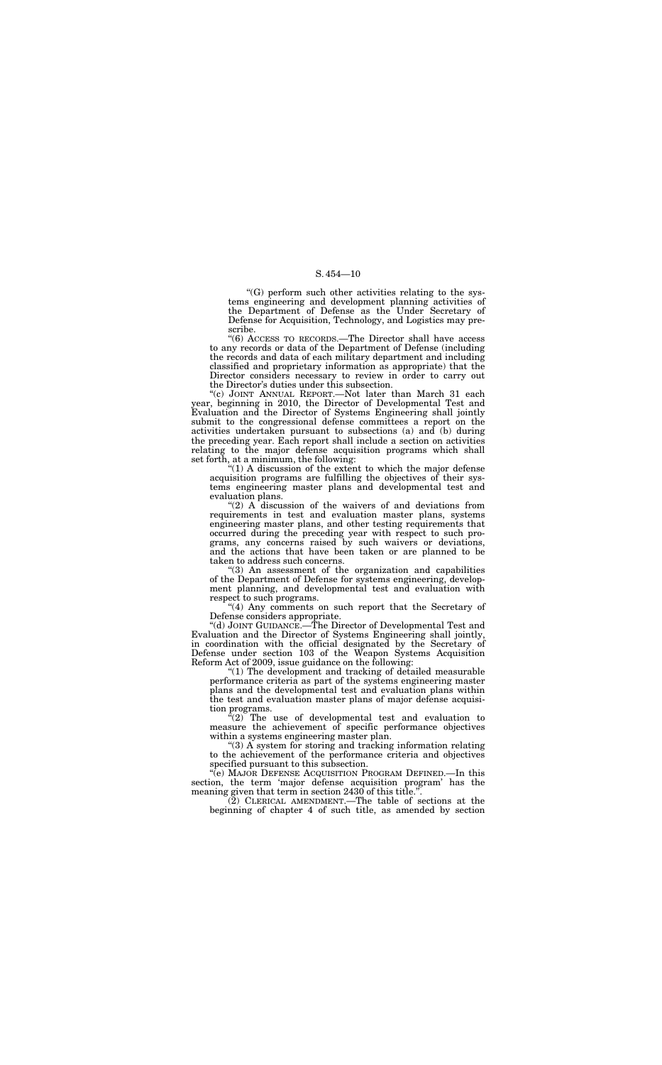"(G) perform such other activities relating to the systems engineering and development planning activities of the Department of Defense as the Under Secretary of Defense for Acquisition, Technology, and Logistics may prescribe.

"(6) ACCESS TO RECORDS.—The Director shall have access to any records or data of the Department of Defense (including the records and data of each military department and including classified and proprietary information as appropriate) that the Director considers necessary to review in order to carry out the Director's duties under this subsection.

"(c) JOINT ANNUAL REPORT.—Not later than March 31 each year, beginning in 2010, the Director of Developmental Test and Evaluation and the Director of Systems Engineering shall jointly submit to the congressional defense committees a report on the activities undertaken pursuant to subsections (a) and (b) during the preceding year. Each report shall include a section on activities relating to the major defense acquisition programs which shall set forth, at a minimum, the following:

"(1) A discussion of the extent to which the major defense acquisition programs are fulfilling the objectives of their systems engineering master plans and developmental test and evaluation plans.

"(2) A discussion of the waivers of and deviations from requirements in test and evaluation master plans, systems engineering master plans, and other testing requirements that occurred during the preceding year with respect to such programs, any concerns raised by such waivers or deviations, and the actions that have been taken or are planned to be taken to address such concerns.

"(3) An assessment of the organization and capabilities of the Department of Defense for systems engineering, development planning, and developmental test and evaluation with respect to such programs.

"(4) Any comments on such report that the Secretary of Defense considers appropriate.

"(d) JOINT GUIDANCE.—The Director of Developmental Test and Evaluation and the Director of Systems Engineering shall jointly, in coordination with the official designated by the Secretary of Defense under section 103 of the Weapon Systems Acquisition Reform Act of 2009, issue guidance on the following:

"(1) The development and tracking of detailed measurable performance criteria as part of the systems engineering master plans and the developmental test and evaluation plans within the test and evaluation master plans of major defense acquisition programs.

"(2) The use of developmental test and evaluation to measure the achievement of specific performance objectives within a systems engineering master plan.

"(3) A system for storing and tracking information relating to the achievement of the performance criteria and objectives specified pursuant to this subsection.

"(e) MAJOR DEFENSE ACQUISITION PROGRAM DEFINED.—In this section, the term 'major defense acquisition program' has the meaning given that term in section 2430 of this title.".

(2) CLERICAL AMENDMENT.—The table of sections at the beginning of chapter 4 of such title, as amended by section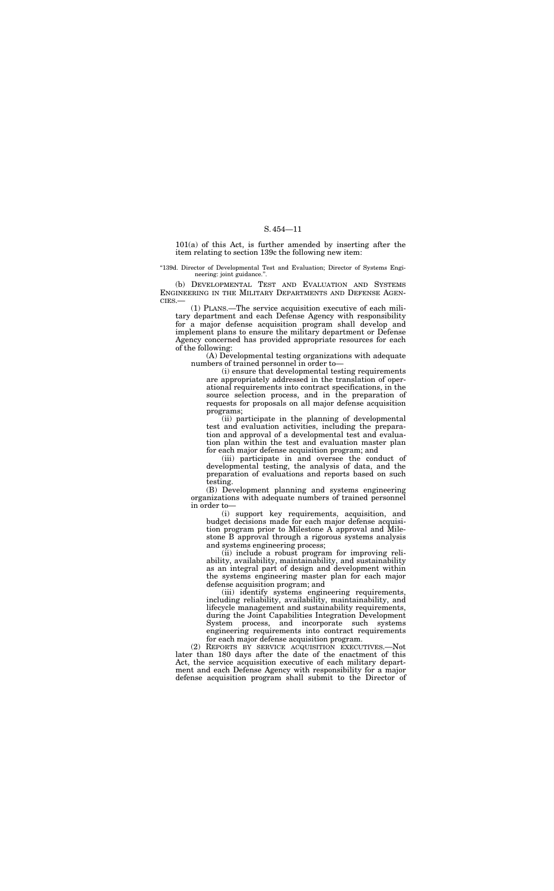101(a) of this Act, is further amended by inserting after the item relating to section 139c the following new item:

"139d. Director of Developmental Test and Evaluation; Director of Systems Engineering: joint guidance.".

(b) DEVELOPMENTAL TEST AND EVALUATION AND SYSTEMS ENGINEERING IN THE MILITARY DEPARTMENTS AND DEFENSE AGENCIES.—

(1) PLANS.—The service acquisition executive of each military department and each Defense Agency with responsibility for a major defense acquisition program shall develop and implement plans to ensure the military department or Defense Agency concerned has provided appropriate resources for each of the following:

(A) Developmental testing organizations with adequate numbers of trained personnel in order to—

(i) ensure that developmental testing requirements are appropriately addressed in the translation of operational requirements into contract specifications, in the source selection process, and in the preparation of requests for proposals on all major defense acquisition programs;

(ii) participate in the planning of developmental test and evaluation activities, including the preparation and approval of a developmental test and evaluation plan within the test and evaluation master plan for each major defense acquisition program; and

(iii) participate in and oversee the conduct of developmental testing, the analysis of data, and the preparation of evaluations and reports based on such testing.

(B) Development planning and systems engineering organizations with adequate numbers of trained personnel in order to—

(i) support key requirements, acquisition, and budget decisions made for each major defense acquisition program prior to Milestone A approval and Milestone B approval through a rigorous systems analysis and systems engineering process;

(ii) include a robust program for improving reliability, availability, maintainability, and sustainability as an integral part of design and development within the systems engineering master plan for each major defense acquisition program; and

(iii) identify systems engineering requirements, including reliability, availability, maintainability, and lifecycle management and sustainability requirements, during the Joint Capabilities Integration Development System process, and incorporate such systems engineering requirements into contract requirements for each major defense acquisition program.

(2) REPORTS BY SERVICE ACQUISITION EXECUTIVES.—Not later than 180 days after the date of the enactment of this Act, the service acquisition executive of each military department and each Defense Agency with responsibility for a major defense acquisition program shall submit to the Director of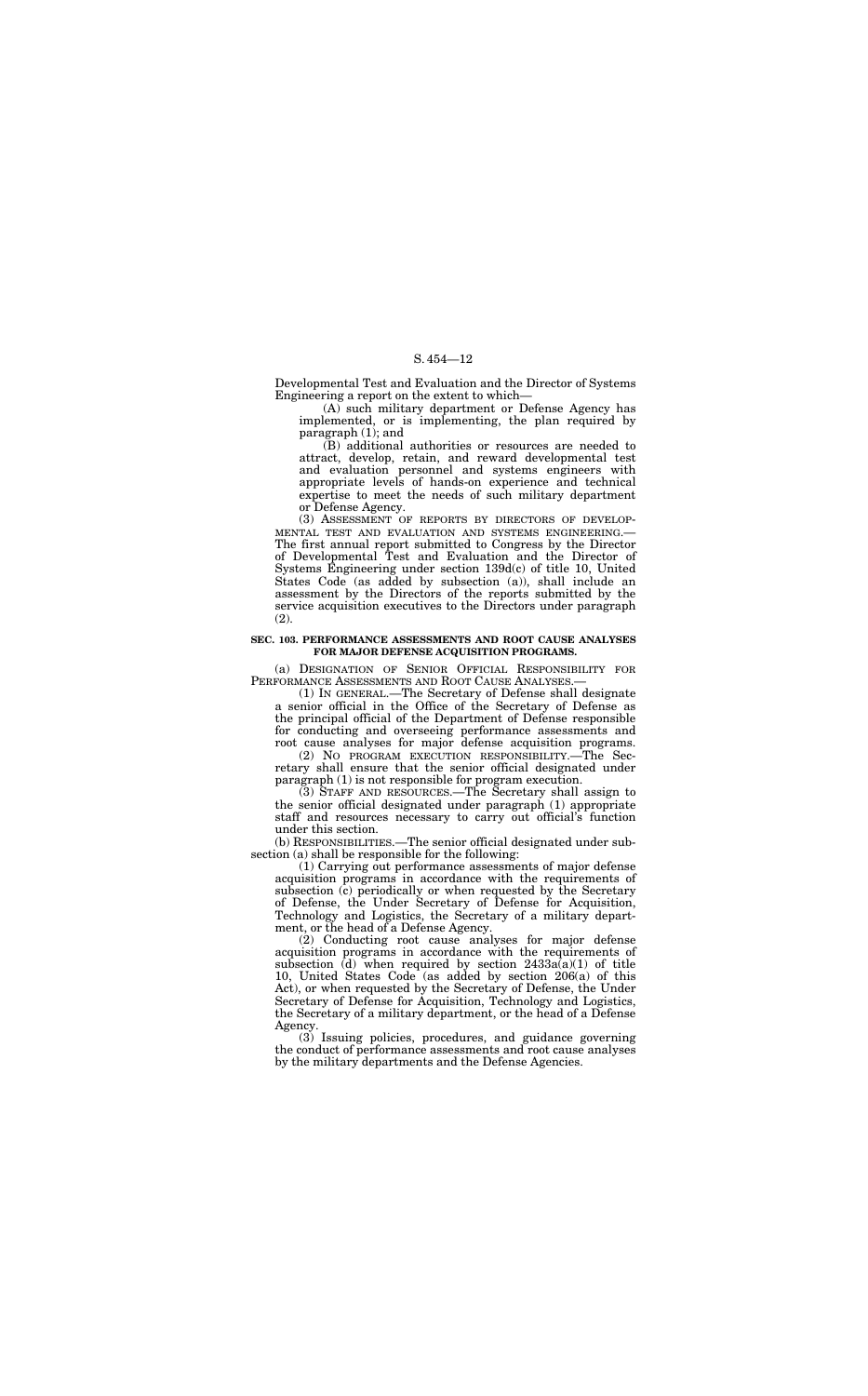Developmental Test and Evaluation and the Director of Systems Engineering a report on the extent to which—

(A) such military department or Defense Agency has implemented, or is implementing, the plan required by paragraph (1); and

(B) additional authorities or resources are needed to attract, develop, retain, and reward developmental test and evaluation personnel and systems engineers with appropriate levels of hands-on experience and technical expertise to meet the needs of such military department or Defense Agency.

(3) ASSESSMENT OF REPORTS BY DIRECTORS OF DEVELOPMENTAL TEST AND EVALUATION AND SYSTEMS ENGINEERING.—The first annual report submitted to Congress by the Director of Developmental Test and Evaluation and the Director of Systems Engineering under section 139d(c) of title 10, United States Code (as added by subsection (a)), shall include an assessment by the Directors of the reports submitted by the service acquisition executives to the Directors under paragraph (2).

**SEC. 103. PERFORMANCE ASSESSMENTS AND ROOT CAUSE ANALYSES FOR MAJOR DEFENSE ACQUISITION PROGRAMS.**

(a) DESIGNATION OF SENIOR OFFICIAL RESPONSIBILITY FOR PERFORMANCE ASSESSMENTS AND ROOT CAUSE ANALYSES.—

(1) IN GENERAL.—The Secretary of Defense shall designate a senior official in the Office of the Secretary of Defense as the principal official of the Department of Defense responsible for conducting and overseeing performance assessments and root cause analyses for major defense acquisition programs.

(2) NO PROGRAM EXECUTION RESPONSIBILITY.—The Secretary shall ensure that the senior official designated under paragraph (1) is not responsible for program execution.

(3) STAFF AND RESOURCES.—The Secretary shall assign to the senior official designated under paragraph (1) appropriate staff and resources necessary to carry out official's function under this section.

(b) RESPONSIBILITIES.—The senior official designated under subsection (a) shall be responsible for the following:

(1) Carrying out performance assessments of major defense acquisition programs in accordance with the requirements of subsection (c) periodically or when requested by the Secretary of Defense, the Under Secretary of Defense for Acquisition, Technology and Logistics, the Secretary of a military department, or the head of a Defense Agency.

(2) Conducting root cause analyses for major defense acquisition programs in accordance with the requirements of subsection (d) when required by section 2433a(a)(1) of title 10, United States Code (as added by section 206(a) of this Act), or when requested by the Secretary of Defense, the Under Secretary of Defense for Acquisition, Technology and Logistics, the Secretary of a military department, or the head of a Defense Agency.

(3) Issuing policies, procedures, and guidance governing the conduct of performance assessments and root cause analyses by the military departments and the Defense Agencies.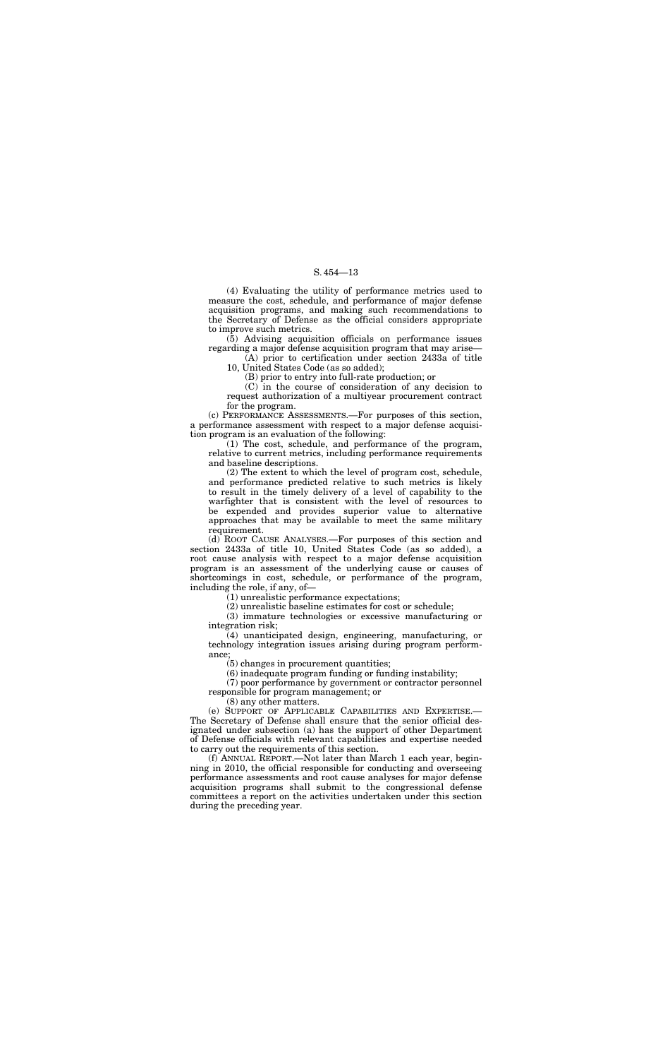(4) Evaluating the utility of performance metrics used to measure the cost, schedule, and performance of major defense acquisition programs, and making such recommendations to the Secretary of Defense as the official considers appropriate to improve such metrics.

(5) Advising acquisition officials on performance issues regarding a major defense acquisition program that may arise—

(A) prior to certification under section 2433a of title 10, United States Code (as so added);

(B) prior to entry into full-rate production; or

(C) in the course of consideration of any decision to request authorization of a multiyear procurement contract for the program.

(c) PERFORMANCE ASSESSMENTS.—For purposes of this section, a performance assessment with respect to a major defense acquisition program is an evaluation of the following:

(1) The cost, schedule, and performance of the program, relative to current metrics, including performance requirements and baseline descriptions.

(2) The extent to which the level of program cost, schedule, and performance predicted relative to such metrics is likely to result in the timely delivery of a level of capability to the warfighter that is consistent with the level of resources to be expended and provides superior value to alternative approaches that may be available to meet the same military requirement.

(d) ROOT CAUSE ANALYSES.—For purposes of this section and section 2433a of title 10, United States Code (as so added), a root cause analysis with respect to a major defense acquisition program is an assessment of the underlying cause or causes of shortcomings in cost, schedule, or performance of the program, including the role, if any, of—

(1) unrealistic performance expectations;

(2) unrealistic baseline estimates for cost or schedule;

(3) immature technologies or excessive manufacturing or integration risk;

(4) unanticipated design, engineering, manufacturing, or technology integration issues arising during program performance;

(5) changes in procurement quantities;

(6) inadequate program funding or funding instability;

(7) poor performance by government or contractor personnel responsible for program management; or

(8) any other matters.

(e) SUPPORT OF APPLICABLE CAPABILITIES AND EXPERTISE.—The Secretary of Defense shall ensure that the senior official designated under subsection (a) has the support of other Department of Defense officials with relevant capabilities and expertise needed to carry out the requirements of this section.

(f) ANNUAL REPORT.—Not later than March 1 each year, beginning in 2010, the official responsible for conducting and overseeing performance assessments and root cause analyses for major defense acquisition programs shall submit to the congressional defense committees a report on the activities undertaken under this section during the preceding year.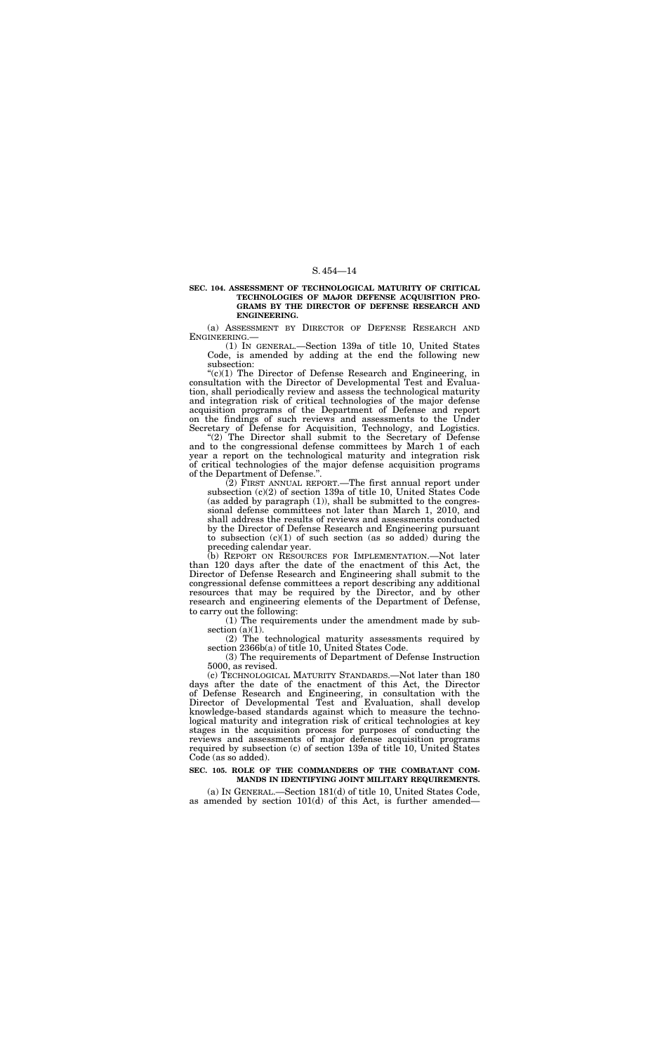**SEC. 104. ASSESSMENT OF TECHNOLOGICAL MATURITY OF CRITICAL TECHNOLOGIES OF MAJOR DEFENSE ACQUISITION PROGRAMS BY THE DIRECTOR OF DEFENSE RESEARCH AND ENGINEERING.**

(a) ASSESSMENT BY DIRECTOR OF DEFENSE RESEARCH AND ENGINEERING.—

(1) IN GENERAL.—Section 139a of title 10, United States Code, is amended by adding at the end the following new subsection:

"(c)(1) The Director of Defense Research and Engineering, in consultation with the Director of Developmental Test and Evaluation, shall periodically review and assess the technological maturity and integration risk of critical technologies of the major defense acquisition programs of the Department of Defense and report on the findings of such reviews and assessments to the Under Secretary of Defense for Acquisition, Technology, and Logistics.

"(2) The Director shall submit to the Secretary of Defense and to the congressional defense committees by March 1 of each year a report on the technological maturity and integration risk of critical technologies of the major defense acquisition programs of the Department of Defense.".

(2) FIRST ANNUAL REPORT.—The first annual report under subsection (c)(2) of section 139a of title 10, United States Code (as added by paragraph (1)), shall be submitted to the congressional defense committees not later than March 1, 2010, and shall address the results of reviews and assessments conducted by the Director of Defense Research and Engineering pursuant to subsection (c)(1) of such section (as so added) during the preceding calendar year.

(b) REPORT ON RESOURCES FOR IMPLEMENTATION.—Not later than 120 days after the date of the enactment of this Act, the Director of Defense Research and Engineering shall submit to the congressional defense committees a report describing any additional resources that may be required by the Director, and by other research and engineering elements of the Department of Defense, to carry out the following:

(1) The requirements under the amendment made by subsection (a)(1).

(2) The technological maturity assessments required by section 2366b(a) of title 10, United States Code.

(3) The requirements of Department of Defense Instruction 5000, as revised.

(c) TECHNOLOGICAL MATURITY STANDARDS.—Not later than 180 days after the date of the enactment of this Act, the Director of Defense Research and Engineering, in consultation with the Director of Developmental Test and Evaluation, shall develop knowledge-based standards against which to measure the technological maturity and integration risk of critical technologies at key stages in the acquisition process for purposes of conducting the reviews and assessments of major defense acquisition programs required by subsection (c) of section 139a of title 10, United States Code (as so added).

**SEC. 105. ROLE OF THE COMMANDERS OF THE COMBATANT COMMANDS IN IDENTIFYING JOINT MILITARY REQUIREMENTS.**

(a) IN GENERAL.—Section 181(d) of title 10, United States Code, as amended by section 101(d) of this Act, is further amended—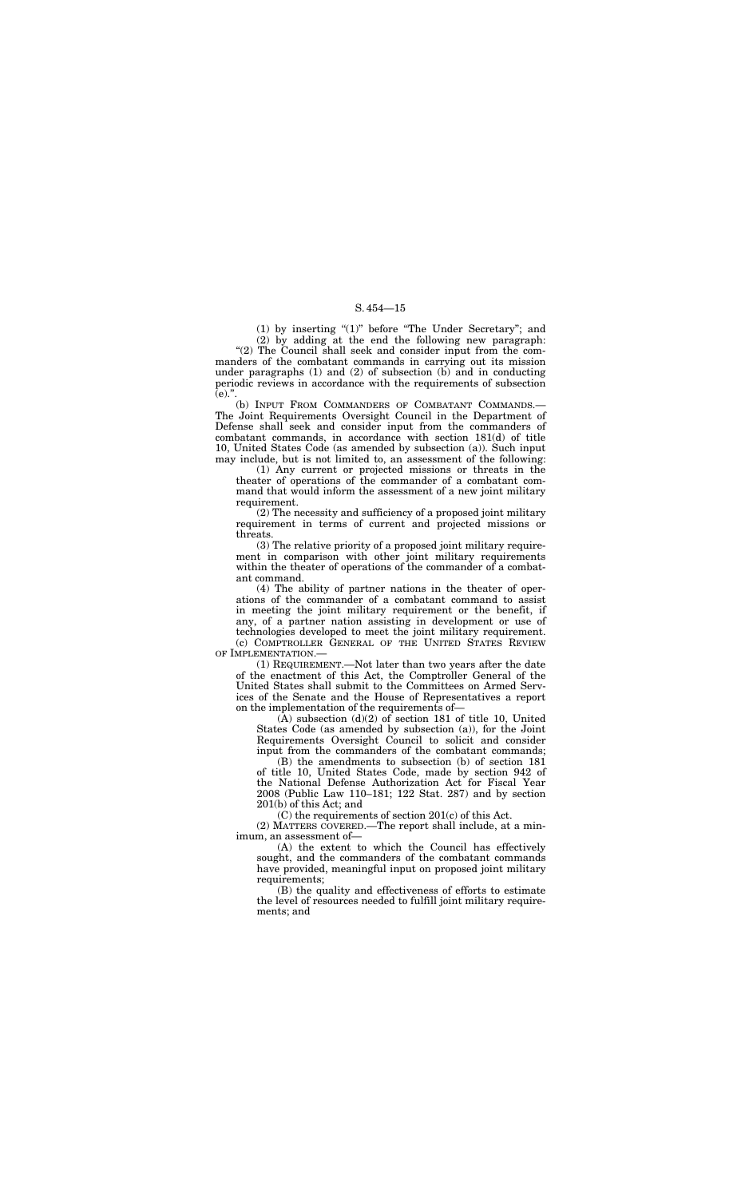(1) by inserting "(1)" before "The Under Secretary"; and

(2) by adding at the end the following new paragraph:

"(2) The Council shall seek and consider input from the commanders of the combatant commands in carrying out its mission under paragraphs (1) and (2) of subsection (b) and in conducting periodic reviews in accordance with the requirements of subsection (e).".

(b) INPUT FROM COMMANDERS OF COMBATANT COMMANDS.—The Joint Requirements Oversight Council in the Department of Defense shall seek and consider input from the commanders of combatant commands, in accordance with section 181(d) of title 10, United States Code (as amended by subsection (a)). Such input may include, but is not limited to, an assessment of the following:

(1) Any current or projected missions or threats in the theater of operations of the commander of a combatant command that would inform the assessment of a new joint military requirement.

(2) The necessity and sufficiency of a proposed joint military requirement in terms of current and projected missions or threats.

(3) The relative priority of a proposed joint military requirement in comparison with other joint military requirements within the theater of operations of the commander of a combatant command.

(4) The ability of partner nations in the theater of operations of the commander of a combatant command to assist in meeting the joint military requirement or the benefit, if any, of a partner nation assisting in development or use of technologies developed to meet the joint military requirement.

(c) COMPTROLLER GENERAL OF THE UNITED STATES REVIEW OF IMPLEMENTATION.—

(1) REQUIREMENT.—Not later than two years after the date of the enactment of this Act, the Comptroller General of the United States shall submit to the Committees on Armed Services of the Senate and the House of Representatives a report on the implementation of the requirements of—

(A) subsection (d)(2) of section 181 of title 10, United States Code (as amended by subsection (a)), for the Joint Requirements Oversight Council to solicit and consider input from the commanders of the combatant commands;

(B) the amendments to subsection (b) of section 181 of title 10, United States Code, made by section 942 of the National Defense Authorization Act for Fiscal Year 2008 (Public Law 110–181; 122 Stat. 287) and by section 201(b) of this Act; and

(C) the requirements of section 201(c) of this Act.

(2) MATTERS COVERED.—The report shall include, at a minimum, an assessment of—

(A) the extent to which the Council has effectively sought, and the commanders of the combatant commands have provided, meaningful input on proposed joint military requirements;

(B) the quality and effectiveness of efforts to estimate the level of resources needed to fulfill joint military requirements; and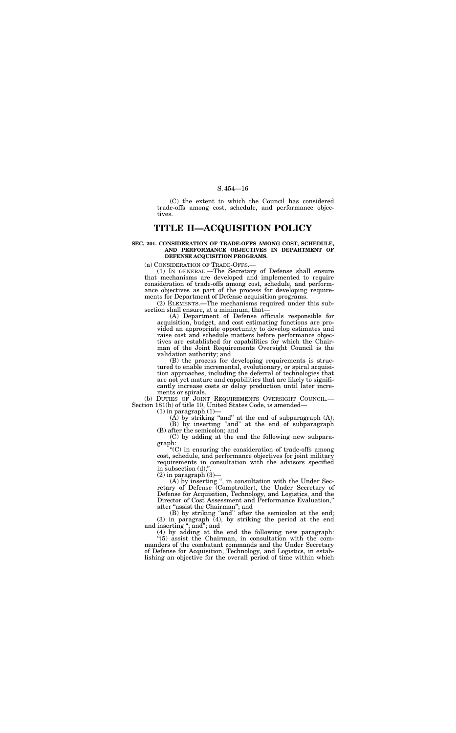(C) the extent to which the Council has considered trade-offs among cost, schedule, and performance objectives.

# TITLE II—ACQUISITION POLICY

### SEC. 201. CONSIDERATION OF TRADE-OFFS AMONG COST, SCHEDULE, AND PERFORMANCE OBJECTIVES IN DEPARTMENT OF DEFENSE ACQUISITION PROGRAMS.

(a) CONSIDERATION OF TRADE-OFFS.—

(1) IN GENERAL.—The Secretary of Defense shall ensure that mechanisms are developed and implemented to require consideration of trade-offs among cost, schedule, and performance objectives as part of the process for developing requirements for Department of Defense acquisition programs.

(2) ELEMENTS.—The mechanisms required under this subsection shall ensure, at a minimum, that—

(A) Department of Defense officials responsible for acquisition, budget, and cost estimating functions are provided an appropriate opportunity to develop estimates and raise cost and schedule matters before performance objectives are established for capabilities for which the Chairman of the Joint Requirements Oversight Council is the validation authority; and

(B) the process for developing requirements is structured to enable incremental, evolutionary, or spiral acquisition approaches, including the deferral of technologies that are not yet mature and capabilities that are likely to significantly increase costs or delay production until later increments or spirals.

(b) DUTIES OF JOINT REQUIREMENTS OVERSIGHT COUNCIL.—Section 181(b) of title 10, United States Code, is amended—

(1) in paragraph (1)—

(A) by striking "and" at the end of subparagraph (A);

(B) by inserting "and" at the end of subparagraph (B) after the semicolon; and

(C) by adding at the end the following new subparagraph:

"(C) in ensuring the consideration of trade-offs among cost, schedule, and performance objectives for joint military requirements in consultation with the advisors specified in subsection (d);".

(2) in paragraph (3)—

(A) by inserting ", in consultation with the Under Secretary of Defense (Comptroller), the Under Secretary of Defense for Acquisition, Technology, and Logistics, and the Director of Cost Assessment and Performance Evaluation," after "assist the Chairman"; and

(B) by striking "and" after the semicolon at the end;

(3) in paragraph (4), by striking the period at the end and inserting "; and"; and

(4) by adding at the end the following new paragraph:

"(5) assist the Chairman, in consultation with the commanders of the combatant commands and the Under Secretary of Defense for Acquisition, Technology, and Logistics, in establishing an objective for the overall period of time within which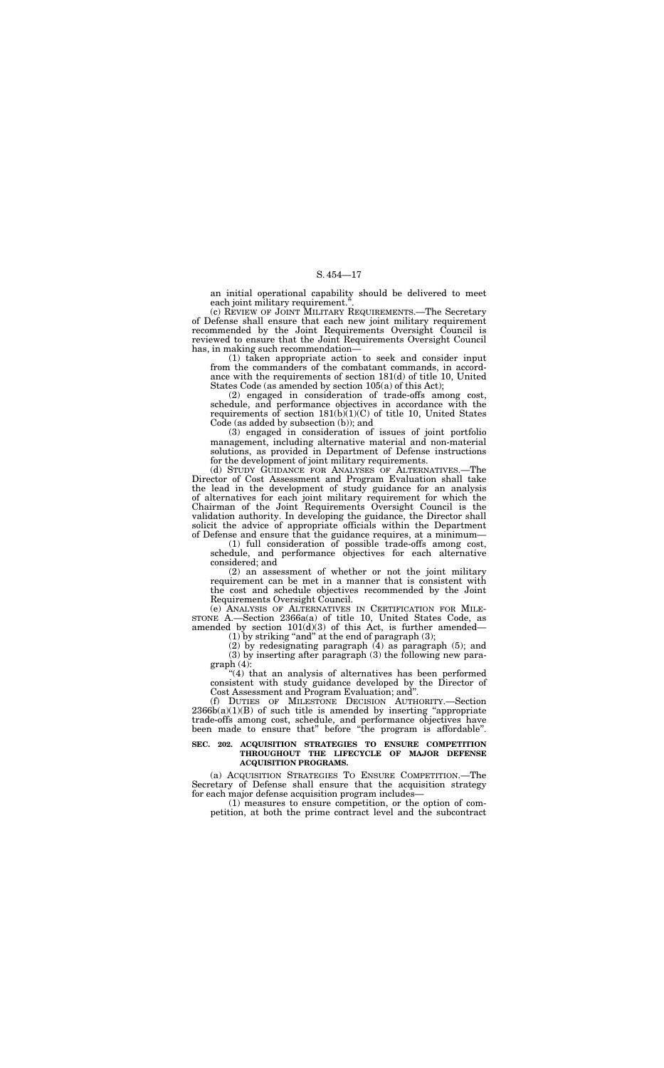an initial operational capability should be delivered to meet each joint military requirement.".

(c) REVIEW OF JOINT MILITARY REQUIREMENTS.—The Secretary of Defense shall ensure that each new joint military requirement recommended by the Joint Requirements Oversight Council is reviewed to ensure that the Joint Requirements Oversight Council has, in making such recommendation—

(1) taken appropriate action to seek and consider input from the commanders of the combatant commands, in accordance with the requirements of section 181(d) of title 10, United States Code (as amended by section 105(a) of this Act);

(2) engaged in consideration of trade-offs among cost, schedule, and performance objectives in accordance with the requirements of section 181(b)(1)(C) of title 10, United States Code (as added by subsection (b)); and

(3) engaged in consideration of issues of joint portfolio management, including alternative material and non-material solutions, as provided in Department of Defense instructions for the development of joint military requirements.

(d) STUDY GUIDANCE FOR ANALYSES OF ALTERNATIVES.—The Director of Cost Assessment and Program Evaluation shall take the lead in the development of study guidance for an analysis of alternatives for each joint military requirement for which the Chairman of the Joint Requirements Oversight Council is the validation authority. In developing the guidance, the Director shall solicit the advice of appropriate officials within the Department of Defense and ensure that the guidance requires, at a minimum—

(1) full consideration of possible trade-offs among cost, schedule, and performance objectives for each alternative considered; and

(2) an assessment of whether or not the joint military requirement can be met in a manner that is consistent with the cost and schedule objectives recommended by the Joint Requirements Oversight Council.

(e) ANALYSIS OF ALTERNATIVES IN CERTIFICATION FOR MILESTONE A.—Section 2366a(a) of title 10, United States Code, as amended by section 101(d)(3) of this Act, is further amended—

(1) by striking "and" at the end of paragraph (3);

(2) by redesignating paragraph (4) as paragraph (5); and

(3) by inserting after paragraph (3) the following new paragraph (4):

"(4) that an analysis of alternatives has been performed consistent with study guidance developed by the Director of Cost Assessment and Program Evaluation; and".

(f) DUTIES OF MILESTONE DECISION AUTHORITY.—Section 2366b(a)(1)(B) of such title is amended by inserting "appropriate trade-offs among cost, schedule, and performance objectives have been made to ensure that" before "the program is affordable".

**SEC. 202. ACQUISITION STRATEGIES TO ENSURE COMPETITION THROUGHOUT THE LIFECYCLE OF MAJOR DEFENSE ACQUISITION PROGRAMS.**

(a) ACQUISITION STRATEGIES TO ENSURE COMPETITION.—The Secretary of Defense shall ensure that the acquisition strategy for each major defense acquisition program includes—

(1) measures to ensure competition, or the option of competition, at both the prime contract level and the subcontract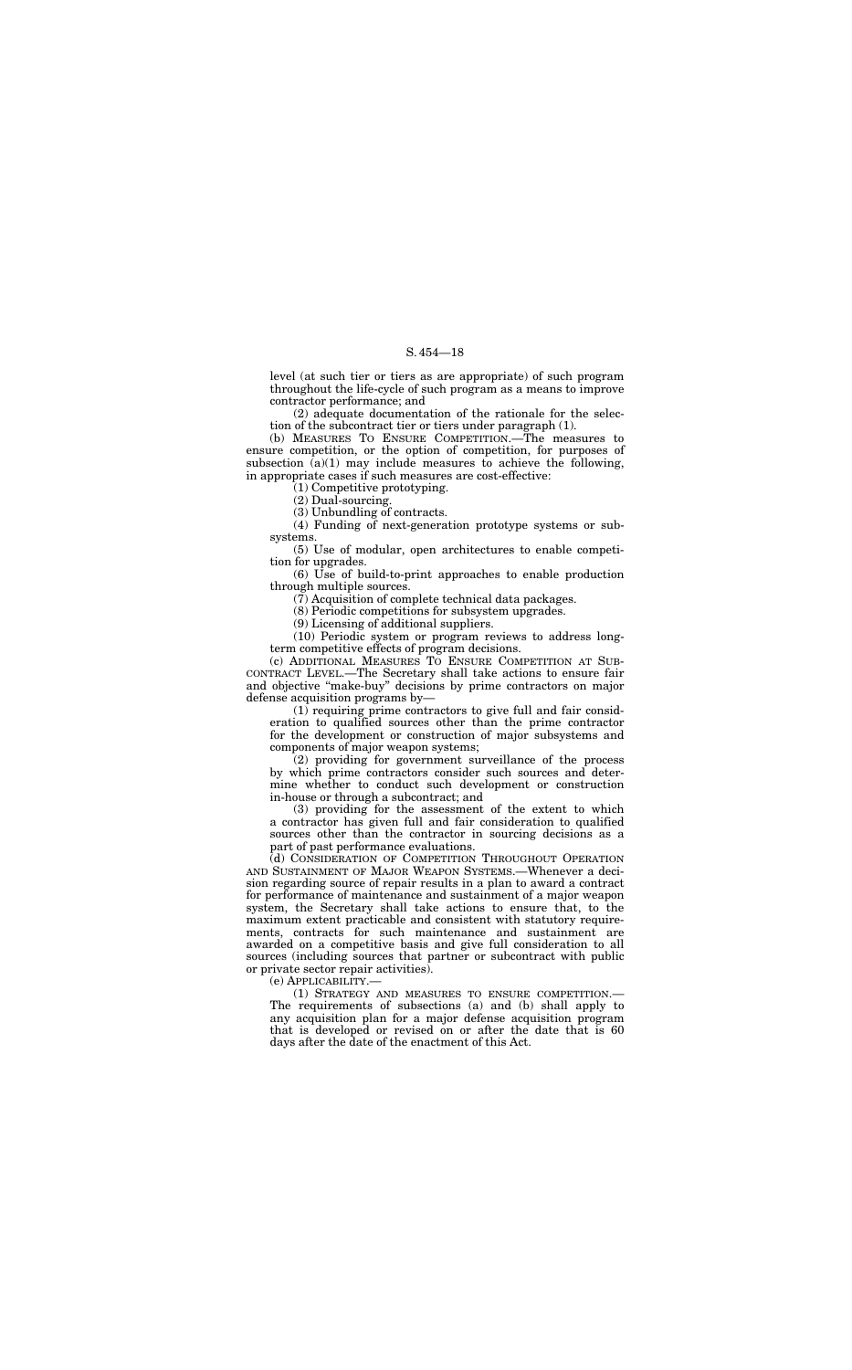level (at such tier or tiers as are appropriate) of such program throughout the life-cycle of such program as a means to improve contractor performance; and

(2) adequate documentation of the rationale for the selection of the subcontract tier or tiers under paragraph (1).

(b) MEASURES TO ENSURE COMPETITION.—The measures to ensure competition, or the option of competition, for purposes of subsection (a)(1) may include measures to achieve the following, in appropriate cases if such measures are cost-effective:

(1) Competitive prototyping.

(2) Dual-sourcing.

(3) Unbundling of contracts.

(4) Funding of next-generation prototype systems or subsystems.

(5) Use of modular, open architectures to enable competition for upgrades.

(6) Use of build-to-print approaches to enable production through multiple sources.

(7) Acquisition of complete technical data packages.

(8) Periodic competitions for subsystem upgrades.

(9) Licensing of additional suppliers.

(10) Periodic system or program reviews to address long-term competitive effects of program decisions.

(c) ADDITIONAL MEASURES TO ENSURE COMPETITION AT SUBCONTRACT LEVEL.—The Secretary shall take actions to ensure fair and objective "make-buy" decisions by prime contractors on major defense acquisition programs by—

(1) requiring prime contractors to give full and fair consideration to qualified sources other than the prime contractor for the development or construction of major subsystems and components of major weapon systems;

(2) providing for government surveillance of the process by which prime contractors consider such sources and determine whether to conduct such development or construction in-house or through a subcontract; and

(3) providing for the assessment of the extent to which a contractor has given full and fair consideration to qualified sources other than the contractor in sourcing decisions as a part of past performance evaluations.

(d) CONSIDERATION OF COMPETITION THROUGHOUT OPERATION AND SUSTAINMENT OF MAJOR WEAPON SYSTEMS.—Whenever a decision regarding source of repair results in a plan to award a contract for performance of maintenance and sustainment of a major weapon system, the Secretary shall take actions to ensure that, to the maximum extent practicable and consistent with statutory requirements, contracts for such maintenance and sustainment are awarded on a competitive basis and give full consideration to all sources (including sources that partner or subcontract with public or private sector repair activities).

(e) APPLICABILITY.—

(1) STRATEGY AND MEASURES TO ENSURE COMPETITION.—The requirements of subsections (a) and (b) shall apply to any acquisition plan for a major defense acquisition program that is developed or revised on or after the date that is 60 days after the date of the enactment of this Act.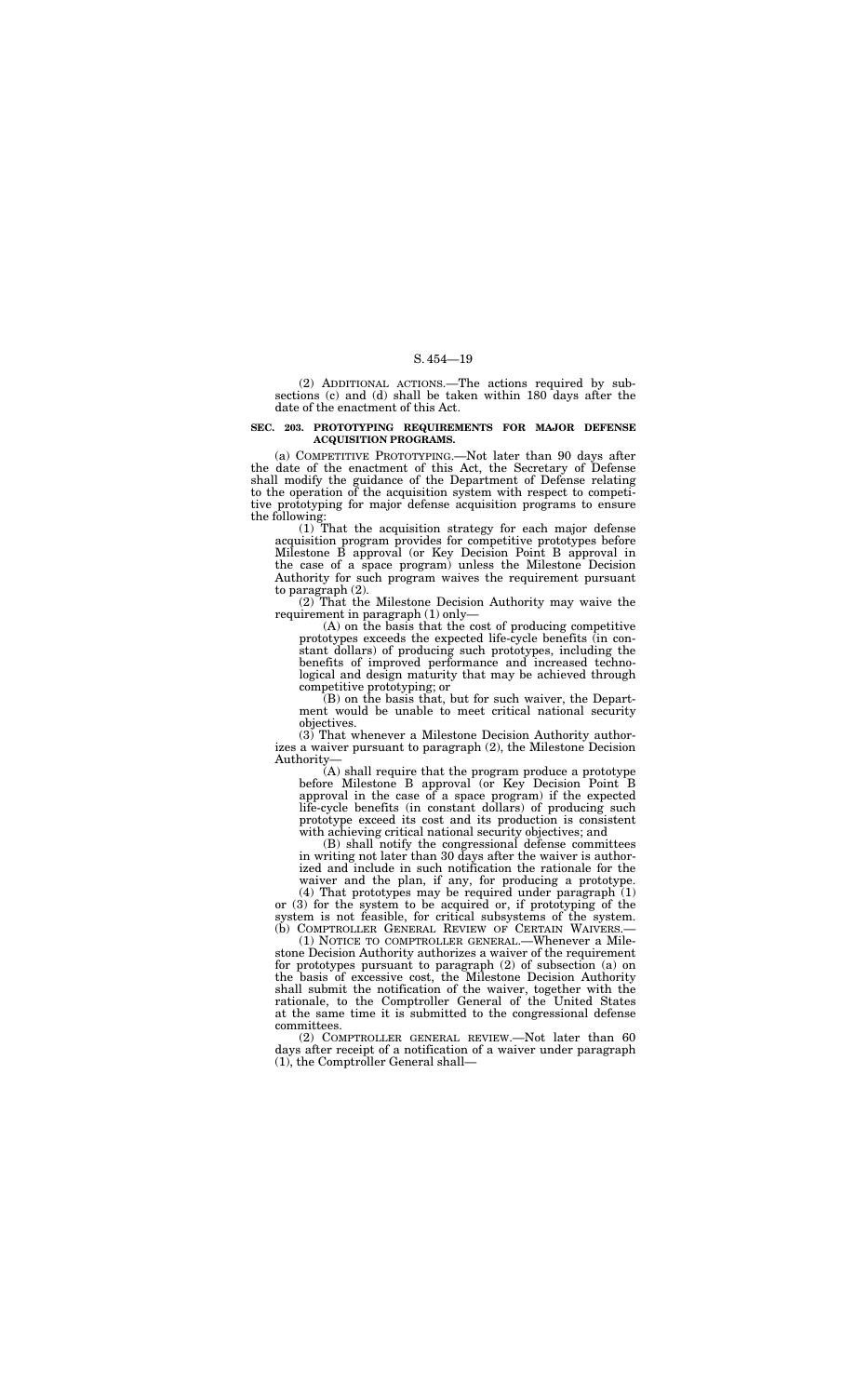(2) ADDITIONAL ACTIONS.—The actions required by subsections (c) and (d) shall be taken within 180 days after the date of the enactment of this Act.

**SEC. 203. PROTOTYPING REQUIREMENTS FOR MAJOR DEFENSE ACQUISITION PROGRAMS.**

(a) COMPETITIVE PROTOTYPING.—Not later than 90 days after the date of the enactment of this Act, the Secretary of Defense shall modify the guidance of the Department of Defense relating to the operation of the acquisition system with respect to competitive prototyping for major defense acquisition programs to ensure the following:

(1) That the acquisition strategy for each major defense acquisition program provides for competitive prototypes before Milestone B approval (or Key Decision Point B approval in the case of a space program) unless the Milestone Decision Authority for such program waives the requirement pursuant to paragraph (2).

(2) That the Milestone Decision Authority may waive the requirement in paragraph (1) only—

(A) on the basis that the cost of producing competitive prototypes exceeds the expected life-cycle benefits (in constant dollars) of producing such prototypes, including the benefits of improved performance and increased technological and design maturity that may be achieved through competitive prototyping; or

(B) on the basis that, but for such waiver, the Department would be unable to meet critical national security objectives.

(3) That whenever a Milestone Decision Authority authorizes a waiver pursuant to paragraph (2), the Milestone Decision Authority—

(A) shall require that the program produce a prototype before Milestone B approval (or Key Decision Point B approval in the case of a space program) if the expected life-cycle benefits (in constant dollars) of producing such prototype exceed its cost and its production is consistent with achieving critical national security objectives; and

(B) shall notify the congressional defense committees in writing not later than 30 days after the waiver is authorized and include in such notification the rationale for the waiver and the plan, if any, for producing a prototype.

(4) That prototypes may be required under paragraph (1) or (3) for the system to be acquired or, if prototyping of the system is not feasible, for critical subsystems of the system.

(b) COMPTROLLER GENERAL REVIEW OF CERTAIN WAIVERS.—

(1) NOTICE TO COMPTROLLER GENERAL.—Whenever a Milestone Decision Authority authorizes a waiver of the requirement for prototypes pursuant to paragraph (2) of subsection (a) on the basis of excessive cost, the Milestone Decision Authority shall submit the notification of the waiver, together with the rationale, to the Comptroller General of the United States at the same time it is submitted to the congressional defense committees.

(2) COMPTROLLER GENERAL REVIEW.—Not later than 60 days after receipt of a notification of a waiver under paragraph (1), the Comptroller General shall—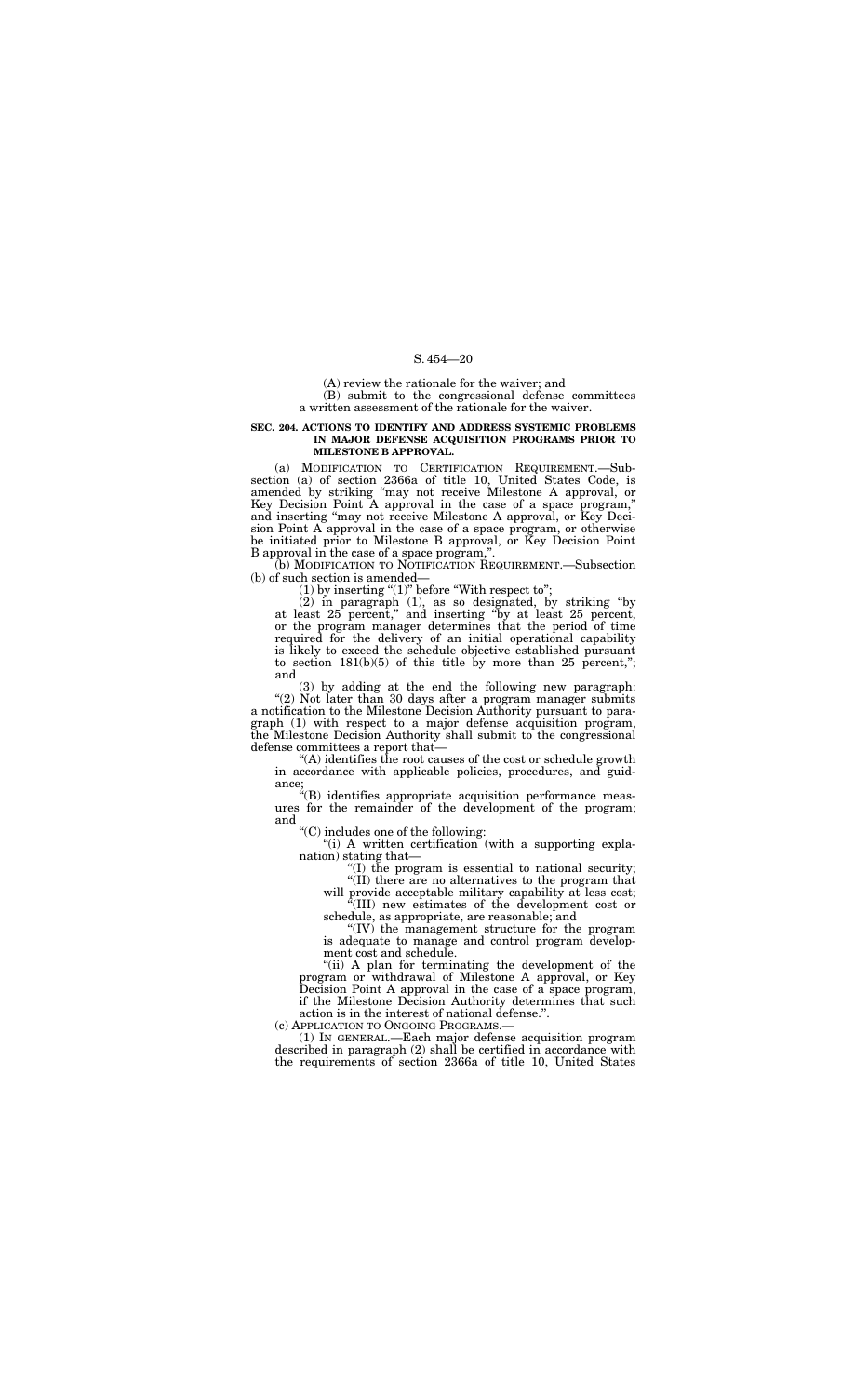(A) review the rationale for the waiver; and

(B) submit to the congressional defense committees a written assessment of the rationale for the waiver.

**SEC. 204. ACTIONS TO IDENTIFY AND ADDRESS SYSTEMIC PROBLEMS IN MAJOR DEFENSE ACQUISITION PROGRAMS PRIOR TO MILESTONE B APPROVAL.**

(a) MODIFICATION TO CERTIFICATION REQUIREMENT.—Subsection (a) of section 2366a of title 10, United States Code, is amended by striking "may not receive Milestone A approval, or Key Decision Point A approval in the case of a space program," and inserting "may not receive Milestone A approval, or Key Decision Point A approval in the case of a space program, or otherwise be initiated prior to Milestone B approval, or Key Decision Point B approval in the case of a space program,".

(b) MODIFICATION TO NOTIFICATION REQUIREMENT.—Subsection (b) of such section is amended—

(1) by inserting "(1)" before "With respect to";

(2) in paragraph (1), as so designated, by striking "by at least 25 percent," and inserting "by at least 25 percent, or the program manager determines that the period of time required for the delivery of an initial operational capability is likely to exceed the schedule objective established pursuant to section 181(b)(5) of this title by more than 25 percent,"; and

(3) by adding at the end the following new paragraph:

"(2) Not later than 30 days after a program manager submits a notification to the Milestone Decision Authority pursuant to paragraph (1) with respect to a major defense acquisition program, the Milestone Decision Authority shall submit to the congressional defense committees a report that—

"(A) identifies the root causes of the cost or schedule growth in accordance with applicable policies, procedures, and guidance;

"(B) identifies appropriate acquisition performance measures for the remainder of the development of the program; and

"(C) includes one of the following:

"(i) A written certification (with a supporting explanation) stating that—

"(I) the program is essential to national security;

"(II) there are no alternatives to the program that will provide acceptable military capability at less cost;

"(III) new estimates of the development cost or schedule, as appropriate, are reasonable; and

"(IV) the management structure for the program is adequate to manage and control program development cost and schedule.

"(ii) A plan for terminating the development of the program or withdrawal of Milestone A approval, or Key Decision Point A approval in the case of a space program, if the Milestone Decision Authority determines that such action is in the interest of national defense.".

(c) APPLICATION TO ONGOING PROGRAMS.—

(1) IN GENERAL.—Each major defense acquisition program described in paragraph (2) shall be certified in accordance with the requirements of section 2366a of title 10, United States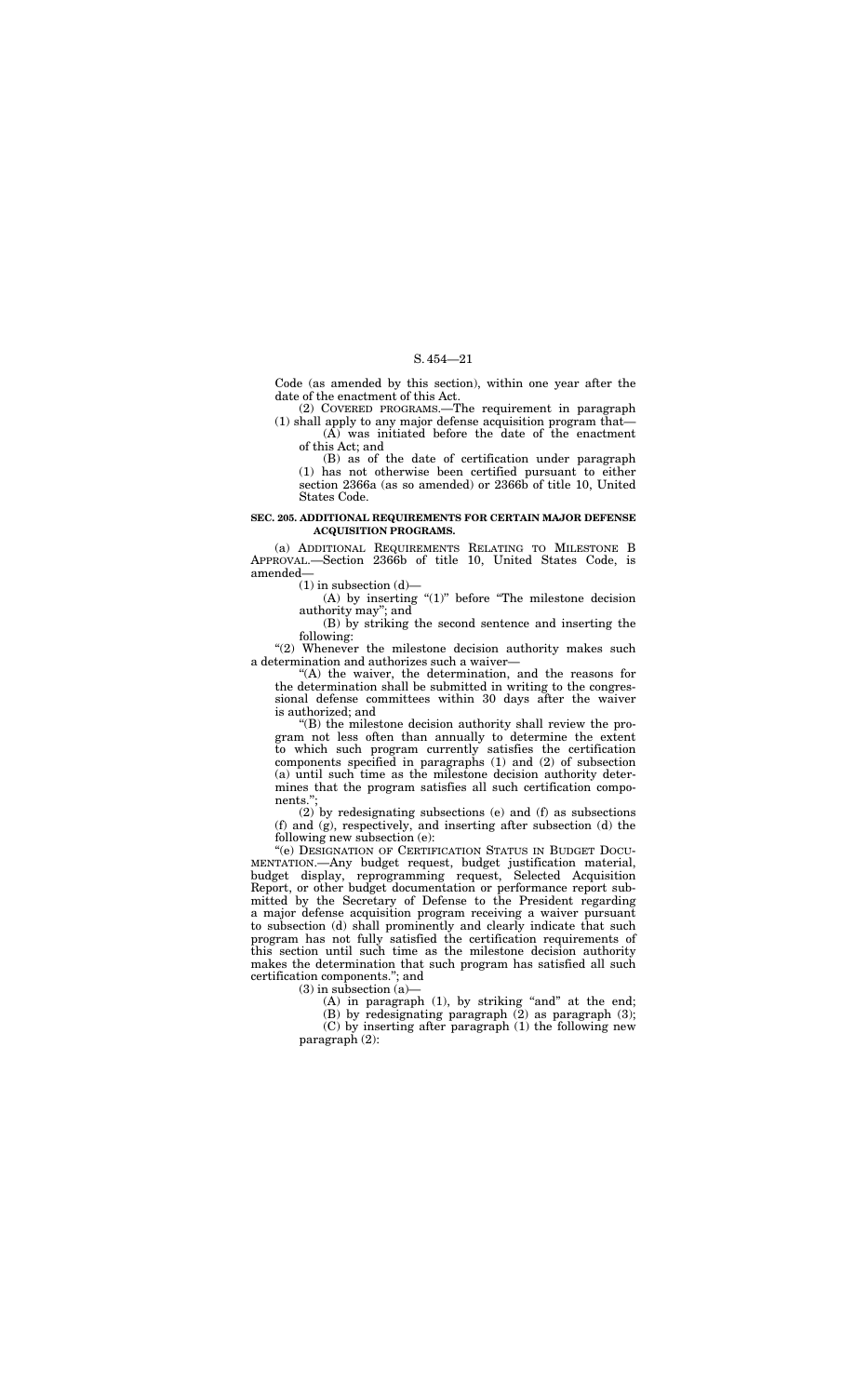Code (as amended by this section), within one year after the date of the enactment of this Act.

(2) COVERED PROGRAMS.—The requirement in paragraph (1) shall apply to any major defense acquisition program that—

(A) was initiated before the date of the enactment of this Act; and

(B) as of the date of certification under paragraph (1) has not otherwise been certified pursuant to either section 2366a (as so amended) or 2366b of title 10, United States Code.

**SEC. 205. ADDITIONAL REQUIREMENTS FOR CERTAIN MAJOR DEFENSE ACQUISITION PROGRAMS.**

(a) ADDITIONAL REQUIREMENTS RELATING TO MILESTONE B APPROVAL.—Section 2366b of title 10, United States Code, is amended—

(1) in subsection (d)—

(A) by inserting "(1)" before "The milestone decision authority may"; and

(B) by striking the second sentence and inserting the following:

"(2) Whenever the milestone decision authority makes such a determination and authorizes such a waiver—

"(A) the waiver, the determination, and the reasons for the determination shall be submitted in writing to the congressional defense committees within 30 days after the waiver is authorized; and

"(B) the milestone decision authority shall review the program not less often than annually to determine the extent to which such program currently satisfies the certification components specified in paragraphs (1) and (2) of subsection (a) until such time as the milestone decision authority determines that the program satisfies all such certification components.";

(2) by redesignating subsections (e) and (f) as subsections (f) and (g), respectively, and inserting after subsection (d) the following new subsection (e):

"(e) DESIGNATION OF CERTIFICATION STATUS IN BUDGET DOCUMENTATION.—Any budget request, budget justification material, budget display, reprogramming request, Selected Acquisition Report, or other budget documentation or performance report submitted by the Secretary of Defense to the President regarding a major defense acquisition program receiving a waiver pursuant to subsection (d) shall prominently and clearly indicate that such program has not fully satisfied the certification requirements of this section until such time as the milestone decision authority makes the determination that such program has satisfied all such certification components."; and

(3) in subsection (a)—

(A) in paragraph (1), by striking "and" at the end;

(B) by redesignating paragraph (2) as paragraph (3);

(C) by inserting after paragraph (1) the following new paragraph (2):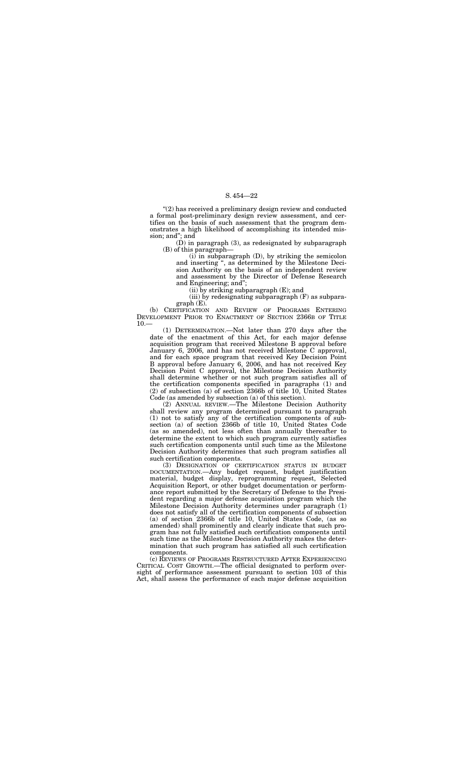"(2) has received a preliminary design review and conducted a formal post-preliminary design review assessment, and certifies on the basis of such assessment that the program demonstrates a high likelihood of accomplishing its intended mission; and"; and

(D) in paragraph (3), as redesignated by subparagraph (B) of this paragraph—

(i) in subparagraph (D), by striking the semicolon and inserting ", as determined by the Milestone Decision Authority on the basis of an independent review and assessment by the Director of Defense Research and Engineering; and";

(ii) by striking subparagraph (E); and

(iii) by redesignating subparagraph (F) as subparagraph (E).

(b) CERTIFICATION AND REVIEW OF PROGRAMS ENTERING DEVELOPMENT PRIOR TO ENACTMENT OF SECTION 2366B OF TITLE 10.—

(1) DETERMINATION.—Not later than 270 days after the date of the enactment of this Act, for each major defense acquisition program that received Milestone B approval before January 6, 2006, and has not received Milestone C approval, and for each space program that received Key Decision Point B approval before January 6, 2006, and has not received Key Decision Point C approval, the Milestone Decision Authority shall determine whether or not such program satisfies all of the certification components specified in paragraphs (1) and (2) of subsection (a) of section 2366b of title 10, United States Code (as amended by subsection (a) of this section).

(2) ANNUAL REVIEW.—The Milestone Decision Authority shall review any program determined pursuant to paragraph (1) not to satisfy any of the certification components of subsection (a) of section 2366b of title 10, United States Code (as so amended), not less often than annually thereafter to determine the extent to which such program currently satisfies such certification components until such time as the Milestone Decision Authority determines that such program satisfies all such certification components.

(3) DESIGNATION OF CERTIFICATION STATUS IN BUDGET DOCUMENTATION.—Any budget request, budget justification material, budget display, reprogramming request, Selected Acquisition Report, or other budget documentation or performance report submitted by the Secretary of Defense to the President regarding a major defense acquisition program which the Milestone Decision Authority determines under paragraph (1) does not satisfy all of the certification components of subsection (a) of section 2366b of title 10, United States Code, (as so amended) shall prominently and clearly indicate that such program has not fully satisfied such certification components until such time as the Milestone Decision Authority makes the determination that such program has satisfied all such certification components.

(c) REVIEWS OF PROGRAMS RESTRUCTURED AFTER EXPERIENCING CRITICAL COST GROWTH.—The official designated to perform oversight of performance assessment pursuant to section 103 of this Act, shall assess the performance of each major defense acquisition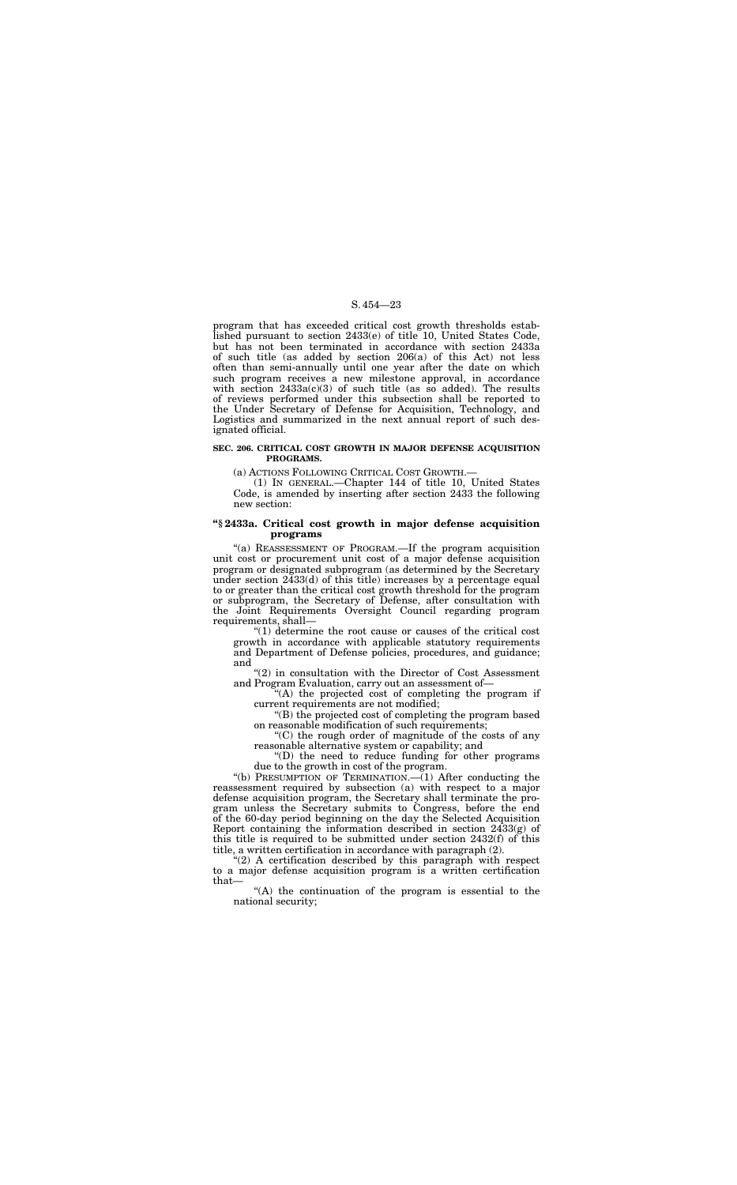program that has exceeded critical cost growth thresholds established pursuant to section 2433(e) of title 10, United States Code, but has not been terminated in accordance with section 2433a of such title (as added by section 206(a) of this Act) not less often than semi-annually until one year after the date on which such program receives a new milestone approval, in accordance with section 2433a(c)(3) of such title (as so added). The results of reviews performed under this subsection shall be reported to the Under Secretary of Defense for Acquisition, Technology, and Logistics and summarized in the next annual report of such designated official.

**SEC. 206. CRITICAL COST GROWTH IN MAJOR DEFENSE ACQUISITION PROGRAMS.**

(a) ACTIONS FOLLOWING CRITICAL COST GROWTH.—

(1) IN GENERAL.—Chapter 144 of title 10, United States Code, is amended by inserting after section 2433 the following new section:

**"§ 2433a. Critical cost growth in major defense acquisition programs**

"(a) REASSESSMENT OF PROGRAM.—If the program acquisition unit cost or procurement unit cost of a major defense acquisition program or designated subprogram (as determined by the Secretary under section 2433(d) of this title) increases by a percentage equal to or greater than the critical cost growth threshold for the program or subprogram, the Secretary of Defense, after consultation with the Joint Requirements Oversight Council regarding program requirements, shall—

"(1) determine the root cause or causes of the critical cost growth in accordance with applicable statutory requirements and Department of Defense policies, procedures, and guidance; and

"(2) in consultation with the Director of Cost Assessment and Program Evaluation, carry out an assessment of—

"(A) the projected cost of completing the program if current requirements are not modified;

"(B) the projected cost of completing the program based on reasonable modification of such requirements;

"(C) the rough order of magnitude of the costs of any reasonable alternative system or capability; and

"(D) the need to reduce funding for other programs due to the growth in cost of the program.

"(b) PRESUMPTION OF TERMINATION.—(1) After conducting the reassessment required by subsection (a) with respect to a major defense acquisition program, the Secretary shall terminate the program unless the Secretary submits to Congress, before the end of the 60-day period beginning on the day the Selected Acquisition Report containing the information described in section 2433(g) of this title is required to be submitted under section 2432(f) of this title, a written certification in accordance with paragraph (2).

"(2) A certification described by this paragraph with respect to a major defense acquisition program is a written certification that—

"(A) the continuation of the program is essential to the national security;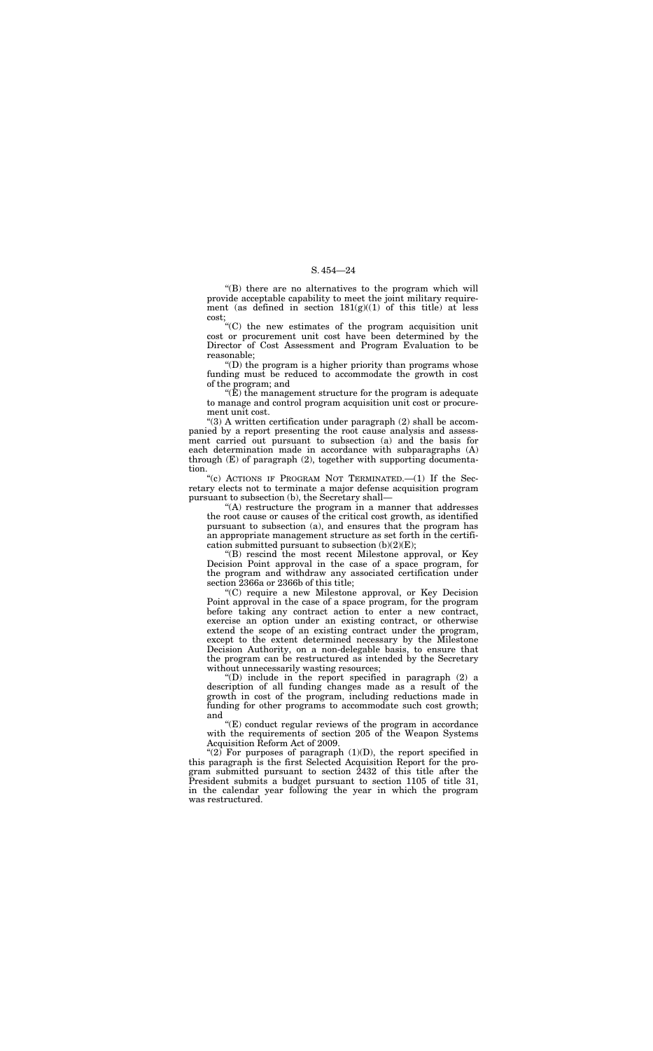"(B) there are no alternatives to the program which will provide acceptable capability to meet the joint military requirement (as defined in section 181(g)((1) of this title) at less cost;

"(C) the new estimates of the program acquisition unit cost or procurement unit cost have been determined by the Director of Cost Assessment and Program Evaluation to be reasonable;

"(D) the program is a higher priority than programs whose funding must be reduced to accommodate the growth in cost of the program; and

"(E) the management structure for the program is adequate to manage and control program acquisition unit cost or procurement unit cost.

"(3) A written certification under paragraph (2) shall be accompanied by a report presenting the root cause analysis and assessment carried out pursuant to subsection (a) and the basis for each determination made in accordance with subparagraphs (A) through (E) of paragraph (2), together with supporting documentation.

"(c) ACTIONS IF PROGRAM NOT TERMINATED.—(1) If the Secretary elects not to terminate a major defense acquisition program pursuant to subsection (b), the Secretary shall—

"(A) restructure the program in a manner that addresses the root cause or causes of the critical cost growth, as identified pursuant to subsection (a), and ensures that the program has an appropriate management structure as set forth in the certification submitted pursuant to subsection (b)(2)(E);

"(B) rescind the most recent Milestone approval, or Key Decision Point approval in the case of a space program, for the program and withdraw any associated certification under section 2366a or 2366b of this title;

"(C) require a new Milestone approval, or Key Decision Point approval in the case of a space program, for the program before taking any contract action to enter a new contract, exercise an option under an existing contract, or otherwise extend the scope of an existing contract under the program, except to the extent determined necessary by the Milestone Decision Authority, on a non-delegable basis, to ensure that the program can be restructured as intended by the Secretary without unnecessarily wasting resources;

"(D) include in the report specified in paragraph (2) a description of all funding changes made as a result of the growth in cost of the program, including reductions made in funding for other programs to accommodate such cost growth; and

"(E) conduct regular reviews of the program in accordance with the requirements of section 205 of the Weapon Systems Acquisition Reform Act of 2009.

"(2) For purposes of paragraph (1)(D), the report specified in this paragraph is the first Selected Acquisition Report for the program submitted pursuant to section 2432 of this title after the President submits a budget pursuant to section 1105 of title 31, in the calendar year following the year in which the program was restructured.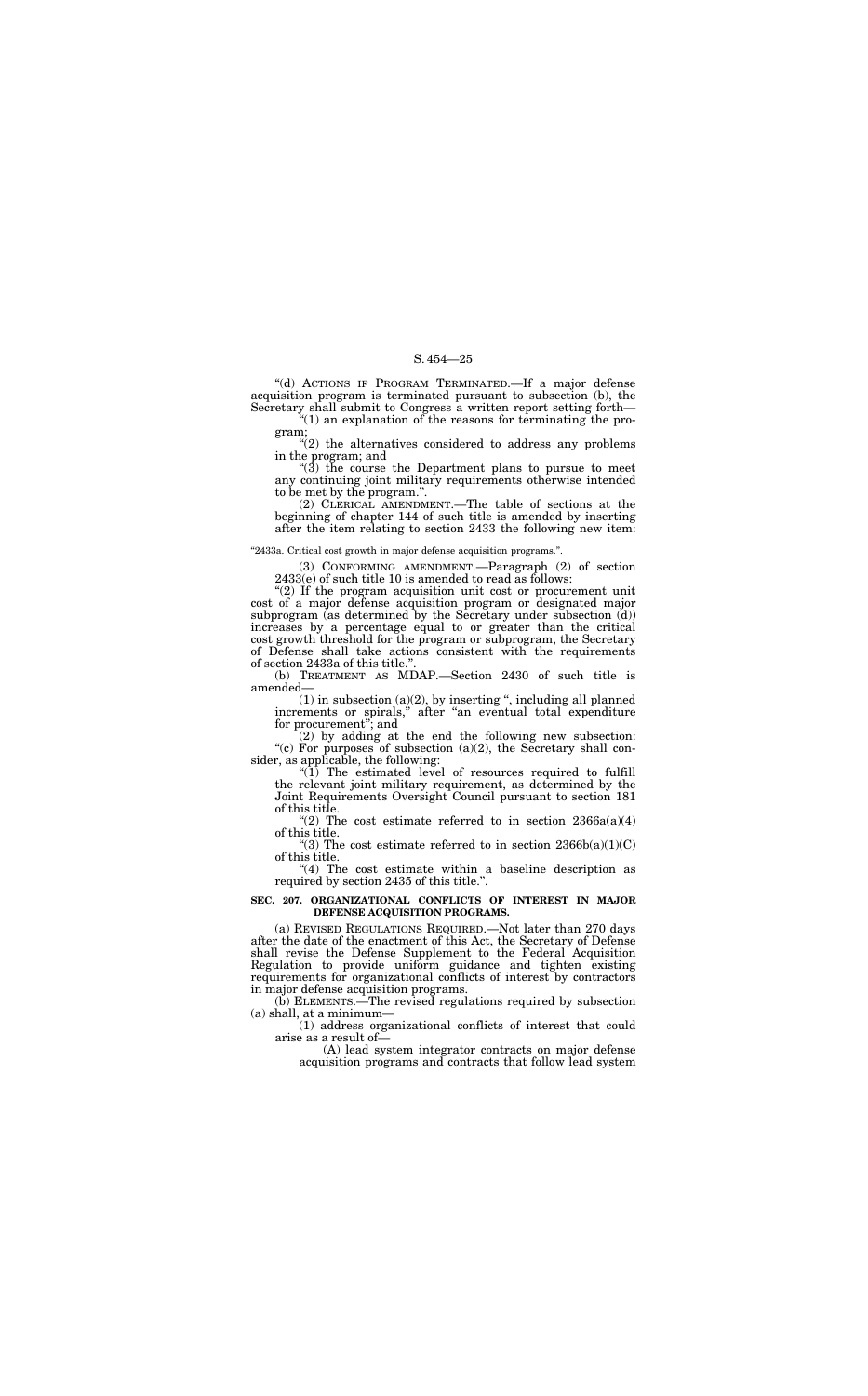"(d) ACTIONS IF PROGRAM TERMINATED.—If a major defense acquisition program is terminated pursuant to subsection (b), the Secretary shall submit to Congress a written report setting forth—

"(1) an explanation of the reasons for terminating the program;

"(2) the alternatives considered to address any problems in the program; and

"(3) the course the Department plans to pursue to meet any continuing joint military requirements otherwise intended to be met by the program.".

(2) CLERICAL AMENDMENT.—The table of sections at the beginning of chapter 144 of such title is amended by inserting after the item relating to section 2433 the following new item:

"2433a. Critical cost growth in major defense acquisition programs.".

(3) CONFORMING AMENDMENT.—Paragraph (2) of section 2433(e) of such title 10 is amended to read as follows:

"(2) If the program acquisition unit cost or procurement unit cost of a major defense acquisition program or designated major subprogram (as determined by the Secretary under subsection (d)) increases by a percentage equal to or greater than the critical cost growth threshold for the program or subprogram, the Secretary of Defense shall take actions consistent with the requirements of section 2433a of this title.".

(b) TREATMENT AS MDAP.—Section 2430 of such title is amended—

(1) in subsection (a)(2), by inserting ", including all planned increments or spirals," after "an eventual total expenditure for procurement"; and

(2) by adding at the end the following new subsection:

"(c) For purposes of subsection (a)(2), the Secretary shall consider, as applicable, the following:

"(1) The estimated level of resources required to fulfill the relevant joint military requirement, as determined by the Joint Requirements Oversight Council pursuant to section 181 of this title.

"(2) The cost estimate referred to in section 2366a(a)(4) of this title.

"(3) The cost estimate referred to in section 2366b(a)(1)(C) of this title.

"(4) The cost estimate within a baseline description as required by section 2435 of this title.".

**SEC. 207. ORGANIZATIONAL CONFLICTS OF INTEREST IN MAJOR DEFENSE ACQUISITION PROGRAMS.**

(a) REVISED REGULATIONS REQUIRED.—Not later than 270 days after the date of the enactment of this Act, the Secretary of Defense shall revise the Defense Supplement to the Federal Acquisition Regulation to provide uniform guidance and tighten existing requirements for organizational conflicts of interest by contractors in major defense acquisition programs.

(b) ELEMENTS.—The revised regulations required by subsection (a) shall, at a minimum—

(1) address organizational conflicts of interest that could arise as a result of—

(A) lead system integrator contracts on major defense acquisition programs and contracts that follow lead system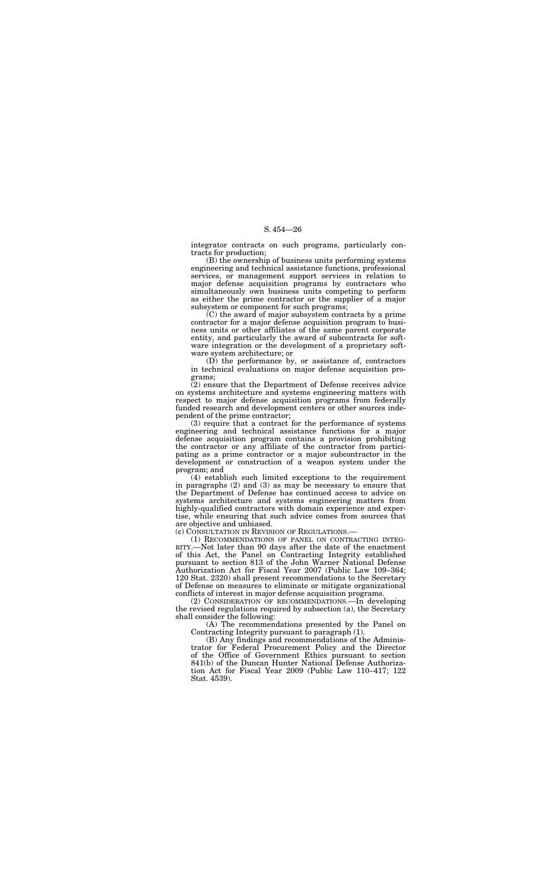integrator contracts on such programs, particularly contracts for production;

(B) the ownership of business units performing systems engineering and technical assistance functions, professional services, or management support services in relation to major defense acquisition programs by contractors who simultaneously own business units competing to perform as either the prime contractor or the supplier of a major subsystem or component for such programs;

(C) the award of major subsystem contracts by a prime contractor for a major defense acquisition program to business units or other affiliates of the same parent corporate entity, and particularly the award of subcontracts for software integration or the development of a proprietary software system architecture; or

(D) the performance by, or assistance of, contractors in technical evaluations on major defense acquisition programs;

(2) ensure that the Department of Defense receives advice on systems architecture and systems engineering matters with respect to major defense acquisition programs from federally funded research and development centers or other sources independent of the prime contractor;

(3) require that a contract for the performance of systems engineering and technical assistance functions for a major defense acquisition program contains a provision prohibiting the contractor or any affiliate of the contractor from participating as a prime contractor or a major subcontractor in the development or construction of a weapon system under the program; and

(4) establish such limited exceptions to the requirement in paragraphs (2) and (3) as may be necessary to ensure that the Department of Defense has continued access to advice on systems architecture and systems engineering matters from highly-qualified contractors with domain experience and expertise, while ensuring that such advice comes from sources that are objective and unbiased.

(c) CONSULTATION IN REVISION OF REGULATIONS.—

(1) RECOMMENDATIONS OF PANEL ON CONTRACTING INTEGRITY.—Not later than 90 days after the date of the enactment of this Act, the Panel on Contracting Integrity established pursuant to section 813 of the John Warner National Defense Authorization Act for Fiscal Year 2007 (Public Law 109–364; 120 Stat. 2320) shall present recommendations to the Secretary of Defense on measures to eliminate or mitigate organizational conflicts of interest in major defense acquisition programs.

(2) CONSIDERATION OF RECOMMENDATIONS.—In developing the revised regulations required by subsection (a), the Secretary shall consider the following:

(A) The recommendations presented by the Panel on Contracting Integrity pursuant to paragraph (1).

(B) Any findings and recommendations of the Administrator for Federal Procurement Policy and the Director of the Office of Government Ethics pursuant to section 841(b) of the Duncan Hunter National Defense Authorization Act for Fiscal Year 2009 (Public Law 110–417; 122 Stat. 4539).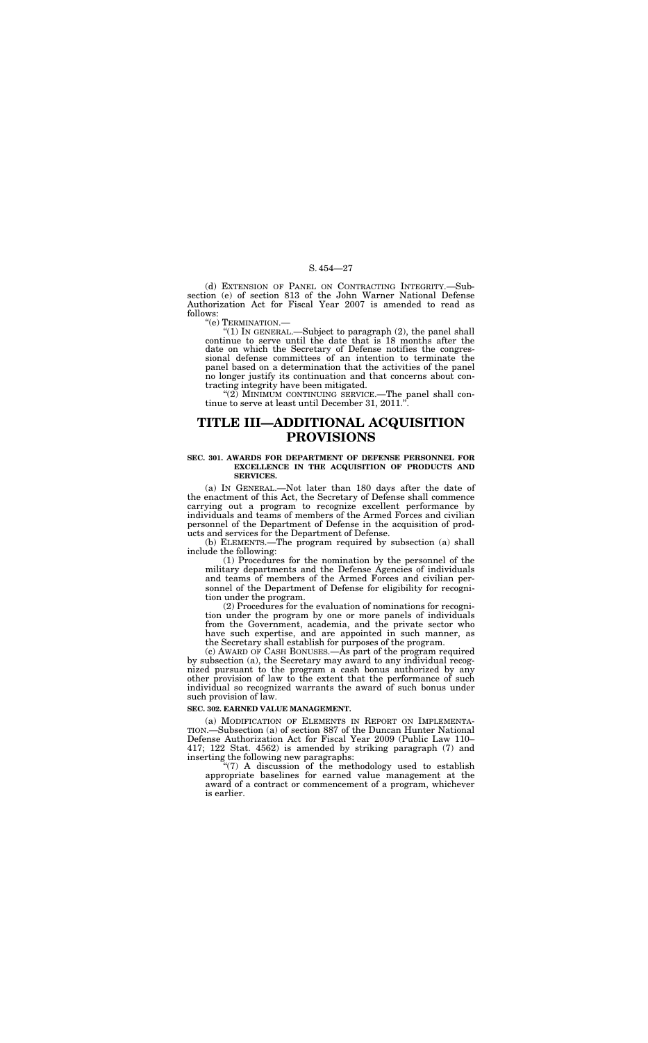(d) EXTENSION OF PANEL ON CONTRACTING INTEGRITY.—Subsection (e) of section 813 of the John Warner National Defense Authorization Act for Fiscal Year 2007 is amended to read as follows:

"(e) TERMINATION.—

"(1) IN GENERAL.—Subject to paragraph (2), the panel shall continue to serve until the date that is 18 months after the date on which the Secretary of Defense notifies the congressional defense committees of an intention to terminate the panel based on a determination that the activities of the panel no longer justify its continuation and that concerns about contracting integrity have been mitigated.

"(2) MINIMUM CONTINUING SERVICE.—The panel shall continue to serve at least until December 31, 2011.".

# TITLE III—ADDITIONAL ACQUISITION PROVISIONS

### SEC. 301. AWARDS FOR DEPARTMENT OF DEFENSE PERSONNEL FOR EXCELLENCE IN THE ACQUISITION OF PRODUCTS AND SERVICES.

(a) IN GENERAL.—Not later than 180 days after the date of the enactment of this Act, the Secretary of Defense shall commence carrying out a program to recognize excellent performance by individuals and teams of members of the Armed Forces and civilian personnel of the Department of Defense in the acquisition of products and services for the Department of Defense.

(b) ELEMENTS.—The program required by subsection (a) shall include the following:

(1) Procedures for the nomination by the personnel of the military departments and the Defense Agencies of individuals and teams of members of the Armed Forces and civilian personnel of the Department of Defense for eligibility for recognition under the program.

(2) Procedures for the evaluation of nominations for recognition under the program by one or more panels of individuals from the Government, academia, and the private sector who have such expertise, and are appointed in such manner, as the Secretary shall establish for purposes of the program.

(c) AWARD OF CASH BONUSES.—As part of the program required by subsection (a), the Secretary may award to any individual recognized pursuant to the program a cash bonus authorized by any other provision of law to the extent that the performance of such individual so recognized warrants the award of such bonus under such provision of law.

### SEC. 302. EARNED VALUE MANAGEMENT.

(a) MODIFICATION OF ELEMENTS IN REPORT ON IMPLEMENTATION.—Subsection (a) of section 887 of the Duncan Hunter National Defense Authorization Act for Fiscal Year 2009 (Public Law 110–417; 122 Stat. 4562) is amended by striking paragraph (7) and inserting the following new paragraphs:

"(7) A discussion of the methodology used to establish appropriate baselines for earned value management at the award of a contract or commencement of a program, whichever is earlier.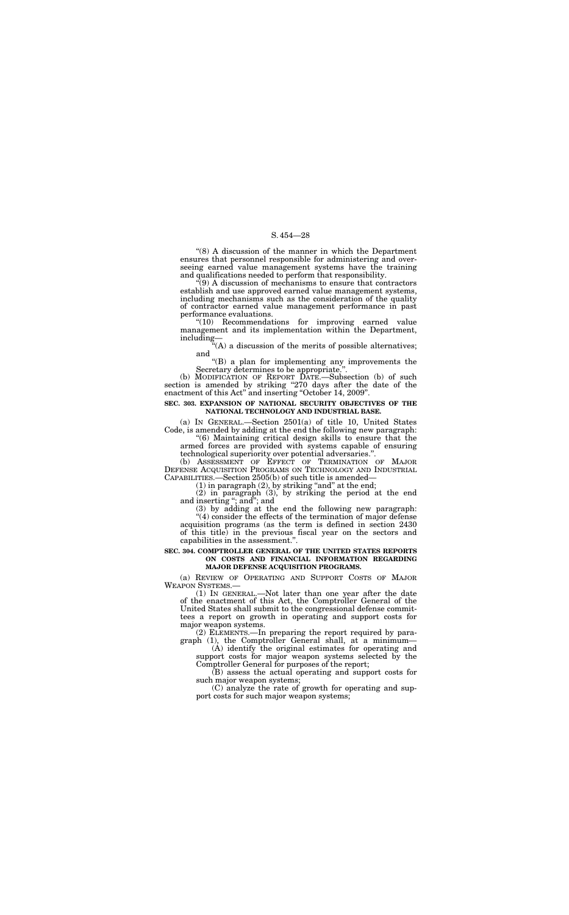"(8) A discussion of the manner in which the Department ensures that personnel responsible for administering and overseeing earned value management systems have the training and qualifications needed to perform that responsibility.

"(9) A discussion of mechanisms to ensure that contractors establish and use approved earned value management systems, including mechanisms such as the consideration of the quality of contractor earned value management performance in past performance evaluations.

"(10) Recommendations for improving earned value management and its implementation within the Department, including—

"(A) a discussion of the merits of possible alternatives; and

"(B) a plan for implementing any improvements the Secretary determines to be appropriate.".

(b) MODIFICATION OF REPORT DATE.—Subsection (b) of such section is amended by striking "270 days after the date of the enactment of this Act" and inserting "October 14, 2009".

**SEC. 303. EXPANSION OF NATIONAL SECURITY OBJECTIVES OF THE NATIONAL TECHNOLOGY AND INDUSTRIAL BASE.**

(a) IN GENERAL.—Section 2501(a) of title 10, United States Code, is amended by adding at the end the following new paragraph:

"(6) Maintaining critical design skills to ensure that the armed forces are provided with systems capable of ensuring technological superiority over potential adversaries.".

(b) ASSESSMENT OF EFFECT OF TERMINATION OF MAJOR DEFENSE ACQUISITION PROGRAMS ON TECHNOLOGY AND INDUSTRIAL CAPABILITIES.—Section 2505(b) of such title is amended—

(1) in paragraph (2), by striking "and" at the end;

(2) in paragraph (3), by striking the period at the end and inserting "; and"; and

(3) by adding at the end the following new paragraph:

"(4) consider the effects of the termination of major defense acquisition programs (as the term is defined in section 2430 of this title) in the previous fiscal year on the sectors and capabilities in the assessment.".

**SEC. 304. COMPTROLLER GENERAL OF THE UNITED STATES REPORTS ON COSTS AND FINANCIAL INFORMATION REGARDING MAJOR DEFENSE ACQUISITION PROGRAMS.**

(a) REVIEW OF OPERATING AND SUPPORT COSTS OF MAJOR WEAPON SYSTEMS.—

(1) IN GENERAL.—Not later than one year after the date of the enactment of this Act, the Comptroller General of the United States shall submit to the congressional defense committees a report on growth in operating and support costs for major weapon systems.

(2) ELEMENTS.—In preparing the report required by paragraph (1), the Comptroller General shall, at a minimum—

(A) identify the original estimates for operating and support costs for major weapon systems selected by the Comptroller General for purposes of the report;

(B) assess the actual operating and support costs for such major weapon systems;

(C) analyze the rate of growth for operating and support costs for such major weapon systems;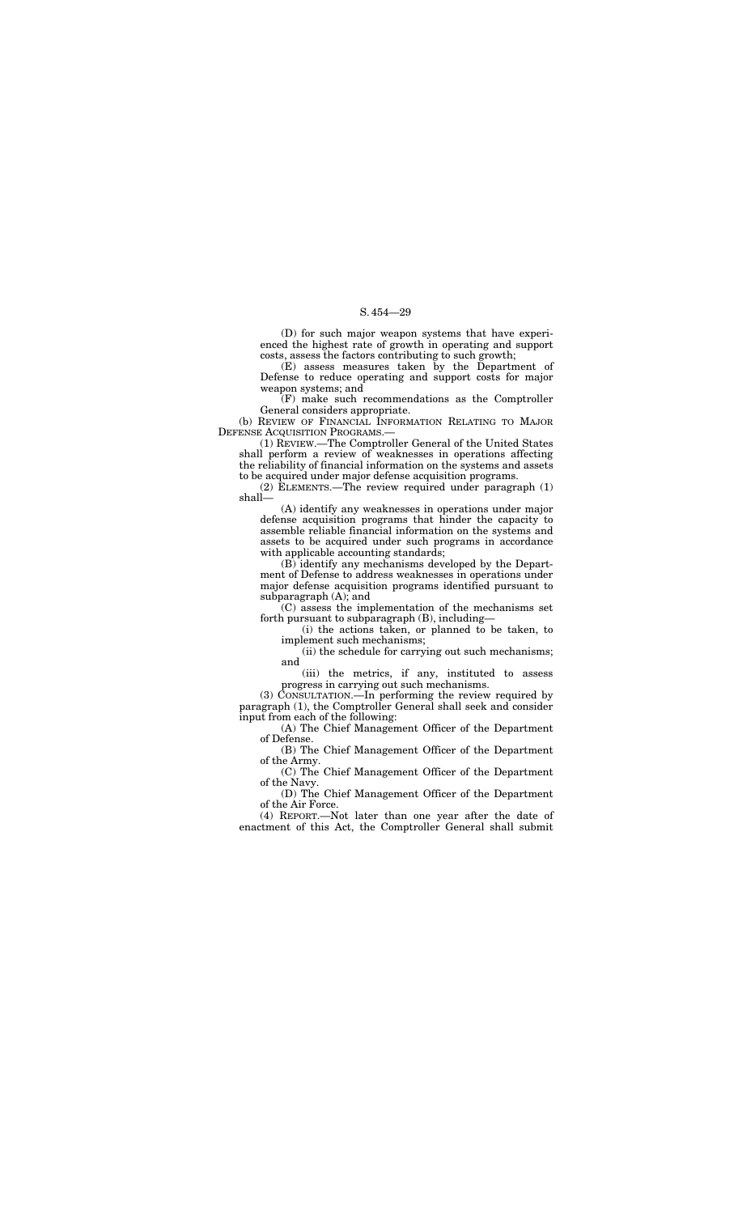(D) for such major weapon systems that have experienced the highest rate of growth in operating and support costs, assess the factors contributing to such growth;

(E) assess measures taken by the Department of Defense to reduce operating and support costs for major weapon systems; and

(F) make such recommendations as the Comptroller General considers appropriate.

(b) REVIEW OF FINANCIAL INFORMATION RELATING TO MAJOR DEFENSE ACQUISITION PROGRAMS.—

(1) REVIEW.—The Comptroller General of the United States shall perform a review of weaknesses in operations affecting the reliability of financial information on the systems and assets to be acquired under major defense acquisition programs.

(2) ELEMENTS.—The review required under paragraph (1) shall—

(A) identify any weaknesses in operations under major defense acquisition programs that hinder the capacity to assemble reliable financial information on the systems and assets to be acquired under such programs in accordance with applicable accounting standards;

(B) identify any mechanisms developed by the Department of Defense to address weaknesses in operations under major defense acquisition programs identified pursuant to subparagraph (A); and

(C) assess the implementation of the mechanisms set forth pursuant to subparagraph (B), including—

(i) the actions taken, or planned to be taken, to implement such mechanisms;

(ii) the schedule for carrying out such mechanisms; and

(iii) the metrics, if any, instituted to assess progress in carrying out such mechanisms.

(3) CONSULTATION.—In performing the review required by paragraph (1), the Comptroller General shall seek and consider input from each of the following:

(A) The Chief Management Officer of the Department of Defense.

(B) The Chief Management Officer of the Department of the Army.

(C) The Chief Management Officer of the Department of the Navy.

(D) The Chief Management Officer of the Department of the Air Force.

(4) REPORT.—Not later than one year after the date of enactment of this Act, the Comptroller General shall submit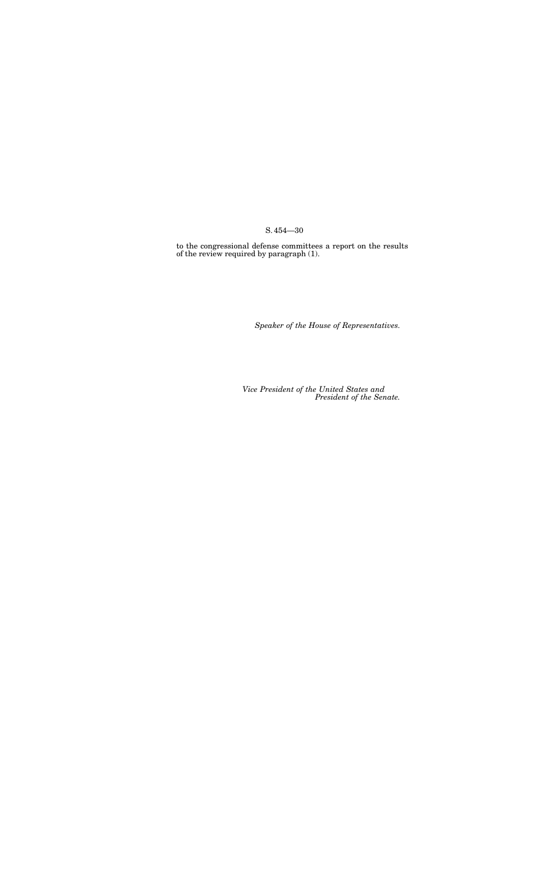to the congressional defense committees a report on the results of the review required by paragraph (1).

*Speaker of the House of Representatives.*

*Vice President of the United States and President of the Senate.*